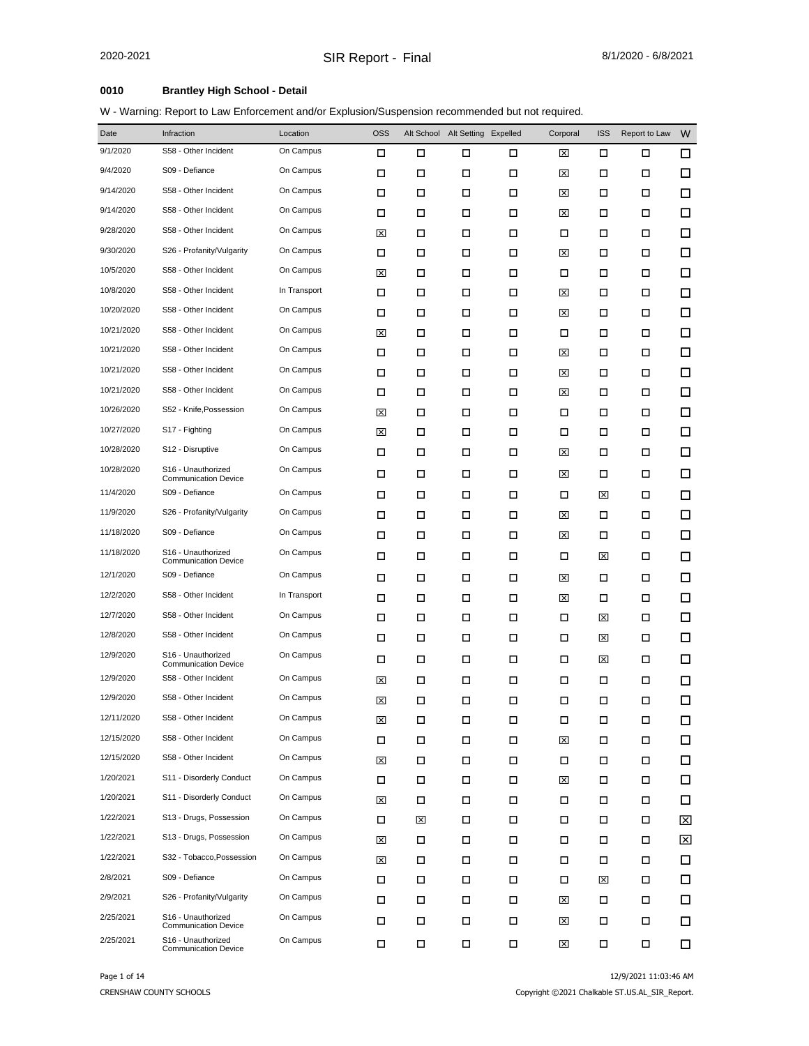# SIR Report - Final

2020-2021 | 8/1/2020 - 6/8/2021

**0010 Brantley High School - Detail**

W - Warning: Report to Law Enforcement and/or Explusion/Suspension recommended but not required.

| Date | Infraction | Location | OSS | Alt School | Alt Setting | Expelled | Corporal | ISS | Report to Law | W |
|---|---|---|---|---|---|---|---|---|---|---|
| 9/1/2020 | S58 - Other Incident | On Campus | ☐ | ☐ | ☐ | ☐ | ☒ | ☐ | ☐ | ☐ |
| 9/4/2020 | S09 - Defiance | On Campus | ☐ | ☐ | ☐ | ☐ | ☒ | ☐ | ☐ | ☐ |
| 9/14/2020 | S58 - Other Incident | On Campus | ☐ | ☐ | ☐ | ☐ | ☒ | ☐ | ☐ | ☐ |
| 9/14/2020 | S58 - Other Incident | On Campus | ☐ | ☐ | ☐ | ☐ | ☒ | ☐ | ☐ | ☐ |
| 9/28/2020 | S58 - Other Incident | On Campus | ☒ | ☐ | ☐ | ☐ | ☐ | ☐ | ☐ | ☐ |
| 9/30/2020 | S26 - Profanity/Vulgarity | On Campus | ☐ | ☐ | ☐ | ☐ | ☒ | ☐ | ☐ | ☐ |
| 10/5/2020 | S58 - Other Incident | On Campus | ☒ | ☐ | ☐ | ☐ | ☐ | ☐ | ☐ | ☐ |
| 10/8/2020 | S58 - Other Incident | In Transport | ☐ | ☐ | ☐ | ☐ | ☒ | ☐ | ☐ | ☐ |
| 10/20/2020 | S58 - Other Incident | On Campus | ☐ | ☐ | ☐ | ☐ | ☒ | ☐ | ☐ | ☐ |
| 10/21/2020 | S58 - Other Incident | On Campus | ☒ | ☐ | ☐ | ☐ | ☐ | ☐ | ☐ | ☐ |
| 10/21/2020 | S58 - Other Incident | On Campus | ☐ | ☐ | ☐ | ☐ | ☒ | ☐ | ☐ | ☐ |
| 10/21/2020 | S58 - Other Incident | On Campus | ☐ | ☐ | ☐ | ☐ | ☒ | ☐ | ☐ | ☐ |
| 10/21/2020 | S58 - Other Incident | On Campus | ☐ | ☐ | ☐ | ☐ | ☒ | ☐ | ☐ | ☐ |
| 10/26/2020 | S52 - Knife,Possession | On Campus | ☒ | ☐ | ☐ | ☐ | ☐ | ☐ | ☐ | ☐ |
| 10/27/2020 | S17 - Fighting | On Campus | ☒ | ☐ | ☐ | ☐ | ☐ | ☐ | ☐ | ☐ |
| 10/28/2020 | S12 - Disruptive | On Campus | ☐ | ☐ | ☐ | ☐ | ☒ | ☐ | ☐ | ☐ |
| 10/28/2020 | S16 - Unauthorized Communication Device | On Campus | ☐ | ☐ | ☐ | ☐ | ☒ | ☐ | ☐ | ☐ |
| 11/4/2020 | S09 - Defiance | On Campus | ☐ | ☐ | ☐ | ☐ | ☐ | ☒ | ☐ | ☐ |
| 11/9/2020 | S26 - Profanity/Vulgarity | On Campus | ☐ | ☐ | ☐ | ☐ | ☒ | ☐ | ☐ | ☐ |
| 11/18/2020 | S09 - Defiance | On Campus | ☐ | ☐ | ☐ | ☐ | ☒ | ☐ | ☐ | ☐ |
| 11/18/2020 | S16 - Unauthorized Communication Device | On Campus | ☐ | ☐ | ☐ | ☐ | ☐ | ☒ | ☐ | ☐ |
| 12/1/2020 | S09 - Defiance | On Campus | ☐ | ☐ | ☐ | ☐ | ☒ | ☐ | ☐ | ☐ |
| 12/2/2020 | S58 - Other Incident | In Transport | ☐ | ☐ | ☐ | ☐ | ☒ | ☐ | ☐ | ☐ |
| 12/7/2020 | S58 - Other Incident | On Campus | ☐ | ☐ | ☐ | ☐ | ☐ | ☒ | ☐ | ☐ |
| 12/8/2020 | S58 - Other Incident | On Campus | ☐ | ☐ | ☐ | ☐ | ☐ | ☒ | ☐ | ☐ |
| 12/9/2020 | S16 - Unauthorized Communication Device | On Campus | ☐ | ☐ | ☐ | ☐ | ☐ | ☒ | ☐ | ☐ |
| 12/9/2020 | S58 - Other Incident | On Campus | ☒ | ☐ | ☐ | ☐ | ☐ | ☐ | ☐ | ☐ |
| 12/9/2020 | S58 - Other Incident | On Campus | ☒ | ☐ | ☐ | ☐ | ☐ | ☐ | ☐ | ☐ |
| 12/11/2020 | S58 - Other Incident | On Campus | ☒ | ☐ | ☐ | ☐ | ☐ | ☐ | ☐ | ☐ |
| 12/15/2020 | S58 - Other Incident | On Campus | ☐ | ☐ | ☐ | ☐ | ☒ | ☐ | ☐ | ☐ |
| 12/15/2020 | S58 - Other Incident | On Campus | ☒ | ☐ | ☐ | ☐ | ☐ | ☐ | ☐ | ☐ |
| 1/20/2021 | S11 - Disorderly Conduct | On Campus | ☐ | ☐ | ☐ | ☐ | ☒ | ☐ | ☐ | ☐ |
| 1/20/2021 | S11 - Disorderly Conduct | On Campus | ☒ | ☐ | ☐ | ☐ | ☐ | ☐ | ☐ | ☐ |
| 1/22/2021 | S13 - Drugs, Possession | On Campus | ☐ | ☒ | ☐ | ☐ | ☐ | ☐ | ☐ | ☒ |
| 1/22/2021 | S13 - Drugs, Possession | On Campus | ☒ | ☐ | ☐ | ☐ | ☐ | ☐ | ☐ | ☒ |
| 1/22/2021 | S32 - Tobacco,Possession | On Campus | ☒ | ☐ | ☐ | ☐ | ☐ | ☐ | ☐ | ☐ |
| 2/8/2021 | S09 - Defiance | On Campus | ☐ | ☐ | ☐ | ☐ | ☐ | ☒ | ☐ | ☐ |
| 2/9/2021 | S26 - Profanity/Vulgarity | On Campus | ☐ | ☐ | ☐ | ☐ | ☒ | ☐ | ☐ | ☐ |
| 2/25/2021 | S16 - Unauthorized Communication Device | On Campus | ☐ | ☐ | ☐ | ☐ | ☒ | ☐ | ☐ | ☐ |
| 2/25/2021 | S16 - Unauthorized Communication Device | On Campus | ☐ | ☐ | ☐ | ☐ | ☒ | ☐ | ☐ | ☐ |

CRENSHAW COUNTY SCHOOLS | 12/9/2021 11:03:46 AM | Copyright ©2021 Chalkable ST.US.AL_SIR_Report.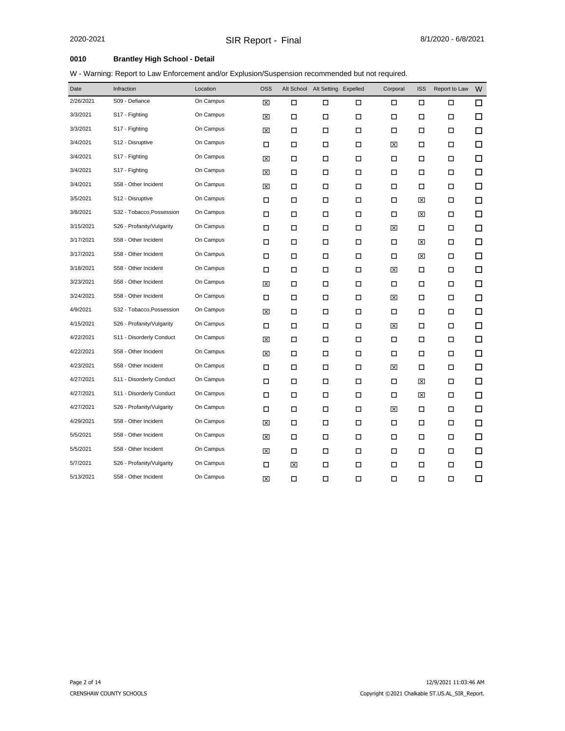**0010 Brantley High School - Detail**

W - Warning: Report to Law Enforcement and/or Explusion/Suspension recommended but not required.

| Date | Infraction | Location | OSS | Alt School | Alt Setting | Expelled | Corporal | ISS | Report to Law | W |
|---|---|---|---|---|---|---|---|---|---|---|
| 2/26/2021 | S09 - Defiance | On Campus | ☒ | ☐ | ☐ | ☐ | ☐ | ☐ | ☐ | ☐ |
| 3/3/2021 | S17 - Fighting | On Campus | ☒ | ☐ | ☐ | ☐ | ☐ | ☐ | ☐ | ☐ |
| 3/3/2021 | S17 - Fighting | On Campus | ☒ | ☐ | ☐ | ☐ | ☐ | ☐ | ☐ | ☐ |
| 3/4/2021 | S12 - Disruptive | On Campus | ☐ | ☐ | ☐ | ☐ | ☒ | ☐ | ☐ | ☐ |
| 3/4/2021 | S17 - Fighting | On Campus | ☒ | ☐ | ☐ | ☐ | ☐ | ☐ | ☐ | ☐ |
| 3/4/2021 | S17 - Fighting | On Campus | ☒ | ☐ | ☐ | ☐ | ☐ | ☐ | ☐ | ☐ |
| 3/4/2021 | S58 - Other Incident | On Campus | ☒ | ☐ | ☐ | ☐ | ☐ | ☐ | ☐ | ☐ |
| 3/5/2021 | S12 - Disruptive | On Campus | ☐ | ☐ | ☐ | ☐ | ☐ | ☒ | ☐ | ☐ |
| 3/8/2021 | S32 - Tobacco,Possession | On Campus | ☐ | ☐ | ☐ | ☐ | ☐ | ☒ | ☐ | ☐ |
| 3/15/2021 | S26 - Profanity/Vulgarity | On Campus | ☐ | ☐ | ☐ | ☐ | ☒ | ☐ | ☐ | ☐ |
| 3/17/2021 | S58 - Other Incident | On Campus | ☐ | ☐ | ☐ | ☐ | ☐ | ☒ | ☐ | ☐ |
| 3/17/2021 | S58 - Other Incident | On Campus | ☐ | ☐ | ☐ | ☐ | ☐ | ☒ | ☐ | ☐ |
| 3/18/2021 | S58 - Other Incident | On Campus | ☐ | ☐ | ☐ | ☐ | ☒ | ☐ | ☐ | ☐ |
| 3/23/2021 | S58 - Other Incident | On Campus | ☒ | ☐ | ☐ | ☐ | ☐ | ☐ | ☐ | ☐ |
| 3/24/2021 | S58 - Other Incident | On Campus | ☐ | ☐ | ☐ | ☐ | ☒ | ☐ | ☐ | ☐ |
| 4/9/2021 | S32 - Tobacco,Possession | On Campus | ☒ | ☐ | ☐ | ☐ | ☐ | ☐ | ☐ | ☐ |
| 4/15/2021 | S26 - Profanity/Vulgarity | On Campus | ☐ | ☐ | ☐ | ☐ | ☒ | ☐ | ☐ | ☐ |
| 4/22/2021 | S11 - Disorderly Conduct | On Campus | ☒ | ☐ | ☐ | ☐ | ☐ | ☐ | ☐ | ☐ |
| 4/22/2021 | S58 - Other Incident | On Campus | ☒ | ☐ | ☐ | ☐ | ☐ | ☐ | ☐ | ☐ |
| 4/23/2021 | S58 - Other Incident | On Campus | ☐ | ☐ | ☐ | ☐ | ☒ | ☐ | ☐ | ☐ |
| 4/27/2021 | S11 - Disorderly Conduct | On Campus | ☐ | ☐ | ☐ | ☐ | ☐ | ☒ | ☐ | ☐ |
| 4/27/2021 | S11 - Disorderly Conduct | On Campus | ☐ | ☐ | ☐ | ☐ | ☐ | ☒ | ☐ | ☐ |
| 4/27/2021 | S26 - Profanity/Vulgarity | On Campus | ☐ | ☐ | ☐ | ☐ | ☒ | ☐ | ☐ | ☐ |
| 4/29/2021 | S58 - Other Incident | On Campus | ☒ | ☐ | ☐ | ☐ | ☐ | ☐ | ☐ | ☐ |
| 5/5/2021 | S58 - Other Incident | On Campus | ☒ | ☐ | ☐ | ☐ | ☐ | ☐ | ☐ | ☐ |
| 5/5/2021 | S58 - Other Incident | On Campus | ☒ | ☐ | ☐ | ☐ | ☐ | ☐ | ☐ | ☐ |
| 5/7/2021 | S26 - Profanity/Vulgarity | On Campus | ☐ | ☒ | ☐ | ☐ | ☐ | ☐ | ☐ | ☐ |
| 5/13/2021 | S58 - Other Incident | On Campus | ☒ | ☐ | ☐ | ☐ | ☐ | ☐ | ☐ | ☐ |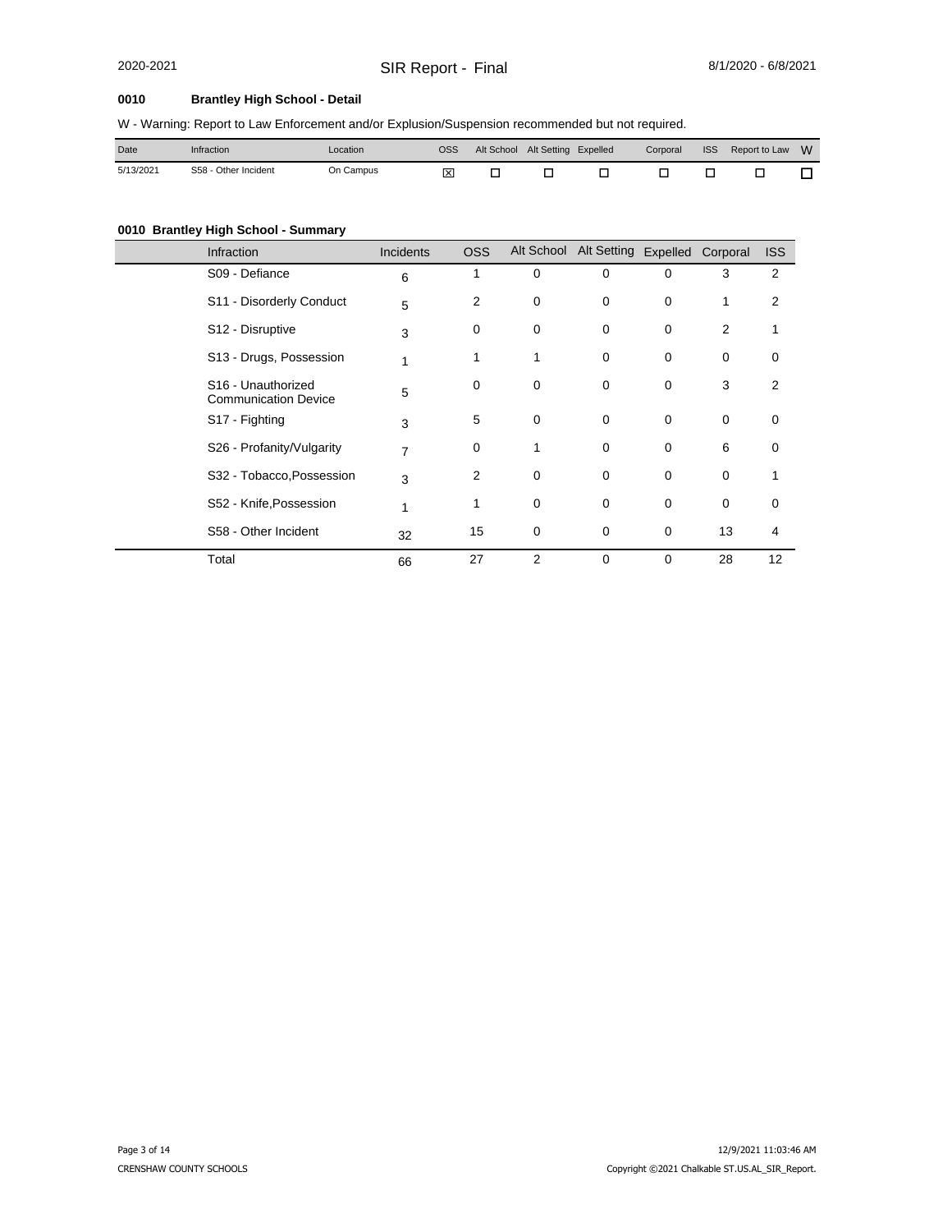## 0010 Brantley High School - Detail

W - Warning: Report to Law Enforcement and/or Explusion/Suspension recommended but not required.

| Date | Infraction | Location | OSS | Alt School | Alt Setting | Expelled | Corporal | ISS | Report to Law | W |
|---|---|---|---|---|---|---|---|---|---|---|
| 5/13/2021 | S58 - Other Incident | On Campus | ☒ | ☐ | ☐ | ☐ | ☐ | ☐ | ☐ | ☐ |

## 0010 Brantley High School - Summary

| Infraction | Incidents | OSS | Alt School | Alt Setting | Expelled | Corporal | ISS |
|---|---|---|---|---|---|---|---|
| S09 - Defiance | 6 | 1 | 0 | 0 | 0 | 3 | 2 |
| S11 - Disorderly Conduct | 5 | 2 | 0 | 0 | 0 | 1 | 2 |
| S12 - Disruptive | 3 | 0 | 0 | 0 | 0 | 2 | 1 |
| S13 - Drugs, Possession | 1 | 1 | 1 | 0 | 0 | 0 | 0 |
| S16 - Unauthorized Communication Device | 5 | 0 | 0 | 0 | 0 | 3 | 2 |
| S17 - Fighting | 3 | 5 | 0 | 0 | 0 | 0 | 0 |
| S26 - Profanity/Vulgarity | 7 | 0 | 1 | 0 | 0 | 6 | 0 |
| S32 - Tobacco,Possession | 3 | 2 | 0 | 0 | 0 | 0 | 1 |
| S52 - Knife,Possession | 1 | 1 | 0 | 0 | 0 | 0 | 0 |
| S58 - Other Incident | 32 | 15 | 0 | 0 | 0 | 13 | 4 |
| Total | 66 | 27 | 2 | 0 | 0 | 28 | 12 |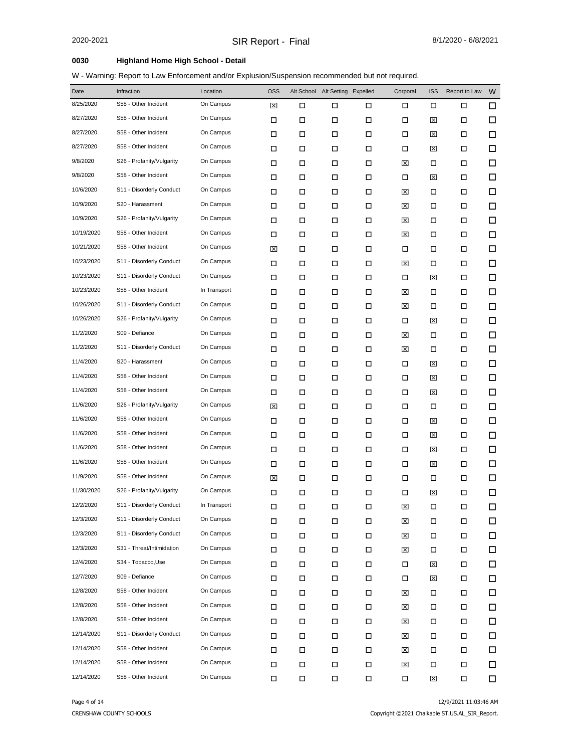**0030 Highland Home High School - Detail**

W - Warning: Report to Law Enforcement and/or Explusion/Suspension recommended but not required.

| Date | Infraction | Location | OSS | Alt School | Alt Setting | Expelled | Corporal | ISS | Report to Law | W |
|---|---|---|---|---|---|---|---|---|---|---|
| 8/25/2020 | S58 - Other Incident | On Campus | ☒ | ☐ | ☐ | ☐ | ☐ | ☐ | ☐ | ☐ |
| 8/27/2020 | S58 - Other Incident | On Campus | ☐ | ☐ | ☐ | ☐ | ☐ | ☒ | ☐ | ☐ |
| 8/27/2020 | S58 - Other Incident | On Campus | ☐ | ☐ | ☐ | ☐ | ☐ | ☒ | ☐ | ☐ |
| 8/27/2020 | S58 - Other Incident | On Campus | ☐ | ☐ | ☐ | ☐ | ☐ | ☒ | ☐ | ☐ |
| 9/8/2020 | S26 - Profanity/Vulgarity | On Campus | ☐ | ☐ | ☐ | ☐ | ☒ | ☐ | ☐ | ☐ |
| 9/8/2020 | S58 - Other Incident | On Campus | ☐ | ☐ | ☐ | ☐ | ☐ | ☒ | ☐ | ☐ |
| 10/6/2020 | S11 - Disorderly Conduct | On Campus | ☐ | ☐ | ☐ | ☐ | ☒ | ☐ | ☐ | ☐ |
| 10/9/2020 | S20 - Harassment | On Campus | ☐ | ☐ | ☐ | ☐ | ☒ | ☐ | ☐ | ☐ |
| 10/9/2020 | S26 - Profanity/Vulgarity | On Campus | ☐ | ☐ | ☐ | ☐ | ☒ | ☐ | ☐ | ☐ |
| 10/19/2020 | S58 - Other Incident | On Campus | ☐ | ☐ | ☐ | ☐ | ☒ | ☐ | ☐ | ☐ |
| 10/21/2020 | S58 - Other Incident | On Campus | ☒ | ☐ | ☐ | ☐ | ☐ | ☐ | ☐ | ☐ |
| 10/23/2020 | S11 - Disorderly Conduct | On Campus | ☐ | ☐ | ☐ | ☐ | ☒ | ☐ | ☐ | ☐ |
| 10/23/2020 | S11 - Disorderly Conduct | On Campus | ☐ | ☐ | ☐ | ☐ | ☐ | ☒ | ☐ | ☐ |
| 10/23/2020 | S58 - Other Incident | In Transport | ☐ | ☐ | ☐ | ☐ | ☒ | ☐ | ☐ | ☐ |
| 10/26/2020 | S11 - Disorderly Conduct | On Campus | ☐ | ☐ | ☐ | ☐ | ☒ | ☐ | ☐ | ☐ |
| 10/26/2020 | S26 - Profanity/Vulgarity | On Campus | ☐ | ☐ | ☐ | ☐ | ☐ | ☒ | ☐ | ☐ |
| 11/2/2020 | S09 - Defiance | On Campus | ☐ | ☐ | ☐ | ☐ | ☒ | ☐ | ☐ | ☐ |
| 11/2/2020 | S11 - Disorderly Conduct | On Campus | ☐ | ☐ | ☐ | ☐ | ☒ | ☐ | ☐ | ☐ |
| 11/4/2020 | S20 - Harassment | On Campus | ☐ | ☐ | ☐ | ☐ | ☐ | ☒ | ☐ | ☐ |
| 11/4/2020 | S58 - Other Incident | On Campus | ☐ | ☐ | ☐ | ☐ | ☐ | ☒ | ☐ | ☐ |
| 11/4/2020 | S58 - Other Incident | On Campus | ☐ | ☐ | ☐ | ☐ | ☐ | ☒ | ☐ | ☐ |
| 11/6/2020 | S26 - Profanity/Vulgarity | On Campus | ☒ | ☐ | ☐ | ☐ | ☐ | ☐ | ☐ | ☐ |
| 11/6/2020 | S58 - Other Incident | On Campus | ☐ | ☐ | ☐ | ☐ | ☐ | ☒ | ☐ | ☐ |
| 11/6/2020 | S58 - Other Incident | On Campus | ☐ | ☐ | ☐ | ☐ | ☐ | ☒ | ☐ | ☐ |
| 11/6/2020 | S58 - Other Incident | On Campus | ☐ | ☐ | ☐ | ☐ | ☐ | ☒ | ☐ | ☐ |
| 11/6/2020 | S58 - Other Incident | On Campus | ☐ | ☐ | ☐ | ☐ | ☐ | ☒ | ☐ | ☐ |
| 11/9/2020 | S58 - Other Incident | On Campus | ☒ | ☐ | ☐ | ☐ | ☐ | ☐ | ☐ | ☐ |
| 11/30/2020 | S26 - Profanity/Vulgarity | On Campus | ☐ | ☐ | ☐ | ☐ | ☐ | ☒ | ☐ | ☐ |
| 12/2/2020 | S11 - Disorderly Conduct | In Transport | ☐ | ☐ | ☐ | ☐ | ☒ | ☐ | ☐ | ☐ |
| 12/3/2020 | S11 - Disorderly Conduct | On Campus | ☐ | ☐ | ☐ | ☐ | ☒ | ☐ | ☐ | ☐ |
| 12/3/2020 | S11 - Disorderly Conduct | On Campus | ☐ | ☐ | ☐ | ☐ | ☒ | ☐ | ☐ | ☐ |
| 12/3/2020 | S31 - Threat/Intimidation | On Campus | ☐ | ☐ | ☐ | ☐ | ☒ | ☐ | ☐ | ☐ |
| 12/4/2020 | S34 - Tobacco,Use | On Campus | ☐ | ☐ | ☐ | ☐ | ☐ | ☒ | ☐ | ☐ |
| 12/7/2020 | S09 - Defiance | On Campus | ☐ | ☐ | ☐ | ☐ | ☐ | ☒ | ☐ | ☐ |
| 12/8/2020 | S58 - Other Incident | On Campus | ☐ | ☐ | ☐ | ☐ | ☒ | ☐ | ☐ | ☐ |
| 12/8/2020 | S58 - Other Incident | On Campus | ☐ | ☐ | ☐ | ☐ | ☒ | ☐ | ☐ | ☐ |
| 12/8/2020 | S58 - Other Incident | On Campus | ☐ | ☐ | ☐ | ☐ | ☒ | ☐ | ☐ | ☐ |
| 12/14/2020 | S11 - Disorderly Conduct | On Campus | ☐ | ☐ | ☐ | ☐ | ☒ | ☐ | ☐ | ☐ |
| 12/14/2020 | S58 - Other Incident | On Campus | ☐ | ☐ | ☐ | ☐ | ☒ | ☐ | ☐ | ☐ |
| 12/14/2020 | S58 - Other Incident | On Campus | ☐ | ☐ | ☐ | ☐ | ☒ | ☐ | ☐ | ☐ |
| 12/14/2020 | S58 - Other Incident | On Campus | ☐ | ☐ | ☐ | ☐ | ☐ | ☒ | ☐ | ☐ |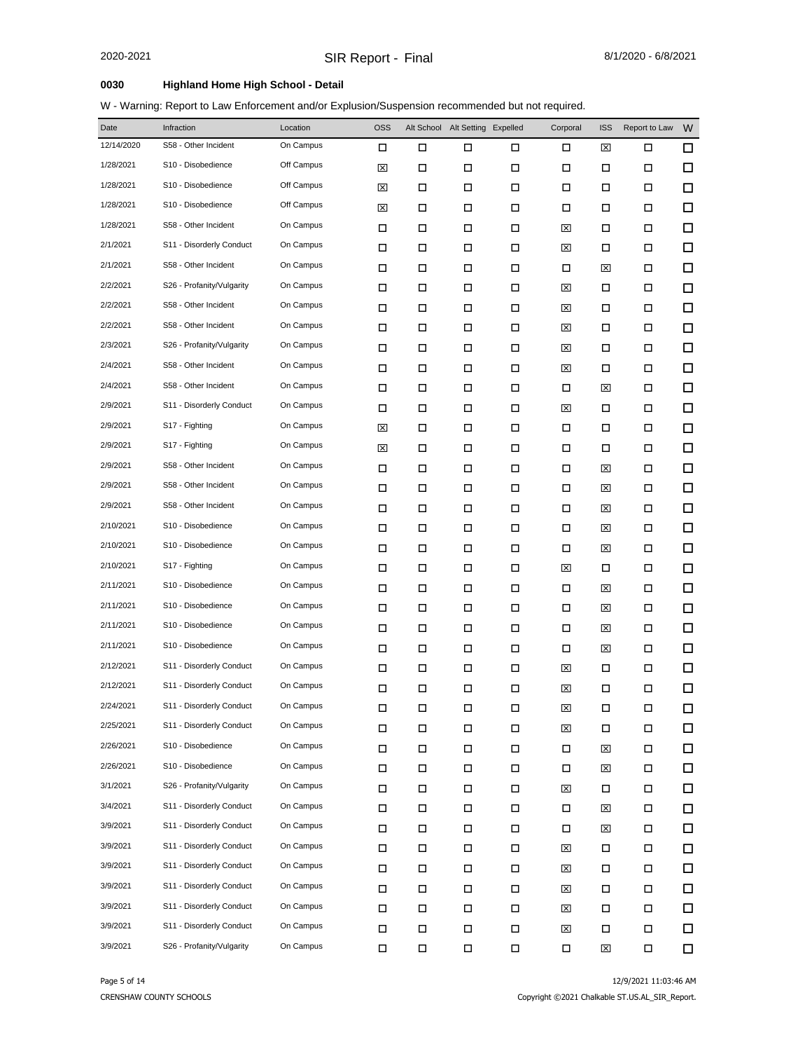**0030 Highland Home High School - Detail**

W - Warning: Report to Law Enforcement and/or Explusion/Suspension recommended but not required.

| Date | Infraction | Location | OSS | Alt School | Alt Setting | Expelled | Corporal | ISS | Report to Law | W |
|---|---|---|---|---|---|---|---|---|---|---|
| 12/14/2020 | S58 - Other Incident | On Campus | ☐ | ☐ | ☐ | ☐ | ☐ | ☒ | ☐ | ☐ |
| 1/28/2021 | S10 - Disobedience | Off Campus | ☒ | ☐ | ☐ | ☐ | ☐ | ☐ | ☐ | ☐ |
| 1/28/2021 | S10 - Disobedience | Off Campus | ☒ | ☐ | ☐ | ☐ | ☐ | ☐ | ☐ | ☐ |
| 1/28/2021 | S10 - Disobedience | Off Campus | ☒ | ☐ | ☐ | ☐ | ☐ | ☐ | ☐ | ☐ |
| 1/28/2021 | S58 - Other Incident | On Campus | ☐ | ☐ | ☐ | ☐ | ☒ | ☐ | ☐ | ☐ |
| 2/1/2021 | S11 - Disorderly Conduct | On Campus | ☐ | ☐ | ☐ | ☐ | ☒ | ☐ | ☐ | ☐ |
| 2/1/2021 | S58 - Other Incident | On Campus | ☐ | ☐ | ☐ | ☐ | ☐ | ☒ | ☐ | ☐ |
| 2/2/2021 | S26 - Profanity/Vulgarity | On Campus | ☐ | ☐ | ☐ | ☐ | ☒ | ☐ | ☐ | ☐ |
| 2/2/2021 | S58 - Other Incident | On Campus | ☐ | ☐ | ☐ | ☐ | ☒ | ☐ | ☐ | ☐ |
| 2/2/2021 | S58 - Other Incident | On Campus | ☐ | ☐ | ☐ | ☐ | ☒ | ☐ | ☐ | ☐ |
| 2/3/2021 | S26 - Profanity/Vulgarity | On Campus | ☐ | ☐ | ☐ | ☐ | ☒ | ☐ | ☐ | ☐ |
| 2/4/2021 | S58 - Other Incident | On Campus | ☐ | ☐ | ☐ | ☐ | ☒ | ☐ | ☐ | ☐ |
| 2/4/2021 | S58 - Other Incident | On Campus | ☐ | ☐ | ☐ | ☐ | ☐ | ☒ | ☐ | ☐ |
| 2/9/2021 | S11 - Disorderly Conduct | On Campus | ☐ | ☐ | ☐ | ☐ | ☒ | ☐ | ☐ | ☐ |
| 2/9/2021 | S17 - Fighting | On Campus | ☒ | ☐ | ☐ | ☐ | ☐ | ☐ | ☐ | ☐ |
| 2/9/2021 | S17 - Fighting | On Campus | ☒ | ☐ | ☐ | ☐ | ☐ | ☐ | ☐ | ☐ |
| 2/9/2021 | S58 - Other Incident | On Campus | ☐ | ☐ | ☐ | ☐ | ☐ | ☒ | ☐ | ☐ |
| 2/9/2021 | S58 - Other Incident | On Campus | ☐ | ☐ | ☐ | ☐ | ☐ | ☒ | ☐ | ☐ |
| 2/9/2021 | S58 - Other Incident | On Campus | ☐ | ☐ | ☐ | ☐ | ☐ | ☒ | ☐ | ☐ |
| 2/10/2021 | S10 - Disobedience | On Campus | ☐ | ☐ | ☐ | ☐ | ☐ | ☒ | ☐ | ☐ |
| 2/10/2021 | S10 - Disobedience | On Campus | ☐ | ☐ | ☐ | ☐ | ☐ | ☒ | ☐ | ☐ |
| 2/10/2021 | S17 - Fighting | On Campus | ☐ | ☐ | ☐ | ☐ | ☒ | ☐ | ☐ | ☐ |
| 2/11/2021 | S10 - Disobedience | On Campus | ☐ | ☐ | ☐ | ☐ | ☐ | ☒ | ☐ | ☐ |
| 2/11/2021 | S10 - Disobedience | On Campus | ☐ | ☐ | ☐ | ☐ | ☐ | ☒ | ☐ | ☐ |
| 2/11/2021 | S10 - Disobedience | On Campus | ☐ | ☐ | ☐ | ☐ | ☐ | ☒ | ☐ | ☐ |
| 2/11/2021 | S10 - Disobedience | On Campus | ☐ | ☐ | ☐ | ☐ | ☐ | ☒ | ☐ | ☐ |
| 2/12/2021 | S11 - Disorderly Conduct | On Campus | ☐ | ☐ | ☐ | ☐ | ☒ | ☐ | ☐ | ☐ |
| 2/12/2021 | S11 - Disorderly Conduct | On Campus | ☐ | ☐ | ☐ | ☐ | ☒ | ☐ | ☐ | ☐ |
| 2/24/2021 | S11 - Disorderly Conduct | On Campus | ☐ | ☐ | ☐ | ☐ | ☒ | ☐ | ☐ | ☐ |
| 2/25/2021 | S11 - Disorderly Conduct | On Campus | ☐ | ☐ | ☐ | ☐ | ☒ | ☐ | ☐ | ☐ |
| 2/26/2021 | S10 - Disobedience | On Campus | ☐ | ☐ | ☐ | ☐ | ☐ | ☒ | ☐ | ☐ |
| 2/26/2021 | S10 - Disobedience | On Campus | ☐ | ☐ | ☐ | ☐ | ☐ | ☒ | ☐ | ☐ |
| 3/1/2021 | S26 - Profanity/Vulgarity | On Campus | ☐ | ☐ | ☐ | ☐ | ☒ | ☐ | ☐ | ☐ |
| 3/4/2021 | S11 - Disorderly Conduct | On Campus | ☐ | ☐ | ☐ | ☐ | ☐ | ☒ | ☐ | ☐ |
| 3/9/2021 | S11 - Disorderly Conduct | On Campus | ☐ | ☐ | ☐ | ☐ | ☐ | ☒ | ☐ | ☐ |
| 3/9/2021 | S11 - Disorderly Conduct | On Campus | ☐ | ☐ | ☐ | ☐ | ☒ | ☐ | ☐ | ☐ |
| 3/9/2021 | S11 - Disorderly Conduct | On Campus | ☐ | ☐ | ☐ | ☐ | ☒ | ☐ | ☐ | ☐ |
| 3/9/2021 | S11 - Disorderly Conduct | On Campus | ☐ | ☐ | ☐ | ☐ | ☒ | ☐ | ☐ | ☐ |
| 3/9/2021 | S11 - Disorderly Conduct | On Campus | ☐ | ☐ | ☐ | ☐ | ☒ | ☐ | ☐ | ☐ |
| 3/9/2021 | S11 - Disorderly Conduct | On Campus | ☐ | ☐ | ☐ | ☐ | ☒ | ☐ | ☐ | ☐ |
| 3/9/2021 | S26 - Profanity/Vulgarity | On Campus | ☐ | ☐ | ☐ | ☐ | ☐ | ☒ | ☐ | ☐ |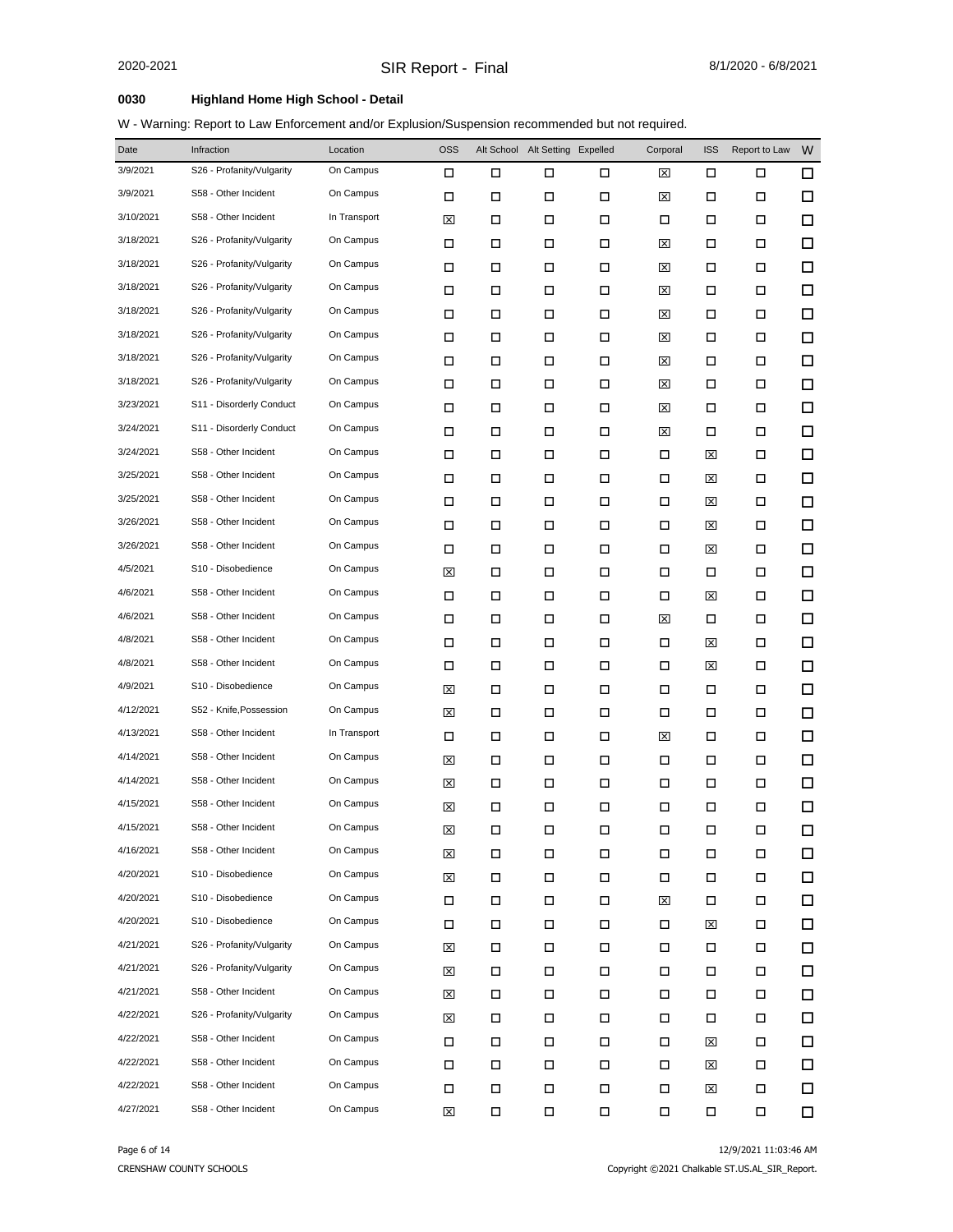**0030 Highland Home High School - Detail**

W - Warning: Report to Law Enforcement and/or Explusion/Suspension recommended but not required.

| Date | Infraction | Location | OSS | Alt School | Alt Setting | Expelled | Corporal | ISS | Report to Law | W |
|---|---|---|---|---|---|---|---|---|---|---|
| 3/9/2021 | S26 - Profanity/Vulgarity | On Campus | ☐ | ☐ | ☐ | ☐ | ☒ | ☐ | ☐ | ☐ |
| 3/9/2021 | S58 - Other Incident | On Campus | ☐ | ☐ | ☐ | ☐ | ☒ | ☐ | ☐ | ☐ |
| 3/10/2021 | S58 - Other Incident | In Transport | ☒ | ☐ | ☐ | ☐ | ☐ | ☐ | ☐ | ☐ |
| 3/18/2021 | S26 - Profanity/Vulgarity | On Campus | ☐ | ☐ | ☐ | ☐ | ☒ | ☐ | ☐ | ☐ |
| 3/18/2021 | S26 - Profanity/Vulgarity | On Campus | ☐ | ☐ | ☐ | ☐ | ☒ | ☐ | ☐ | ☐ |
| 3/18/2021 | S26 - Profanity/Vulgarity | On Campus | ☐ | ☐ | ☐ | ☐ | ☒ | ☐ | ☐ | ☐ |
| 3/18/2021 | S26 - Profanity/Vulgarity | On Campus | ☐ | ☐ | ☐ | ☐ | ☒ | ☐ | ☐ | ☐ |
| 3/18/2021 | S26 - Profanity/Vulgarity | On Campus | ☐ | ☐ | ☐ | ☐ | ☒ | ☐ | ☐ | ☐ |
| 3/18/2021 | S26 - Profanity/Vulgarity | On Campus | ☐ | ☐ | ☐ | ☐ | ☒ | ☐ | ☐ | ☐ |
| 3/18/2021 | S26 - Profanity/Vulgarity | On Campus | ☐ | ☐ | ☐ | ☐ | ☒ | ☐ | ☐ | ☐ |
| 3/23/2021 | S11 - Disorderly Conduct | On Campus | ☐ | ☐ | ☐ | ☐ | ☒ | ☐ | ☐ | ☐ |
| 3/24/2021 | S11 - Disorderly Conduct | On Campus | ☐ | ☐ | ☐ | ☐ | ☒ | ☐ | ☐ | ☐ |
| 3/24/2021 | S58 - Other Incident | On Campus | ☐ | ☐ | ☐ | ☐ | ☐ | ☒ | ☐ | ☐ |
| 3/25/2021 | S58 - Other Incident | On Campus | ☐ | ☐ | ☐ | ☐ | ☐ | ☒ | ☐ | ☐ |
| 3/25/2021 | S58 - Other Incident | On Campus | ☐ | ☐ | ☐ | ☐ | ☐ | ☒ | ☐ | ☐ |
| 3/26/2021 | S58 - Other Incident | On Campus | ☐ | ☐ | ☐ | ☐ | ☐ | ☒ | ☐ | ☐ |
| 3/26/2021 | S58 - Other Incident | On Campus | ☐ | ☐ | ☐ | ☐ | ☐ | ☒ | ☐ | ☐ |
| 4/5/2021 | S10 - Disobedience | On Campus | ☒ | ☐ | ☐ | ☐ | ☐ | ☐ | ☐ | ☐ |
| 4/6/2021 | S58 - Other Incident | On Campus | ☐ | ☐ | ☐ | ☐ | ☐ | ☒ | ☐ | ☐ |
| 4/6/2021 | S58 - Other Incident | On Campus | ☐ | ☐ | ☐ | ☐ | ☒ | ☐ | ☐ | ☐ |
| 4/8/2021 | S58 - Other Incident | On Campus | ☐ | ☐ | ☐ | ☐ | ☐ | ☒ | ☐ | ☐ |
| 4/8/2021 | S58 - Other Incident | On Campus | ☐ | ☐ | ☐ | ☐ | ☐ | ☒ | ☐ | ☐ |
| 4/9/2021 | S10 - Disobedience | On Campus | ☒ | ☐ | ☐ | ☐ | ☐ | ☐ | ☐ | ☐ |
| 4/12/2021 | S52 - Knife,Possession | On Campus | ☒ | ☐ | ☐ | ☐ | ☐ | ☐ | ☐ | ☐ |
| 4/13/2021 | S58 - Other Incident | In Transport | ☐ | ☐ | ☐ | ☐ | ☒ | ☐ | ☐ | ☐ |
| 4/14/2021 | S58 - Other Incident | On Campus | ☒ | ☐ | ☐ | ☐ | ☐ | ☐ | ☐ | ☐ |
| 4/14/2021 | S58 - Other Incident | On Campus | ☒ | ☐ | ☐ | ☐ | ☐ | ☐ | ☐ | ☐ |
| 4/15/2021 | S58 - Other Incident | On Campus | ☒ | ☐ | ☐ | ☐ | ☐ | ☐ | ☐ | ☐ |
| 4/15/2021 | S58 - Other Incident | On Campus | ☒ | ☐ | ☐ | ☐ | ☐ | ☐ | ☐ | ☐ |
| 4/16/2021 | S58 - Other Incident | On Campus | ☒ | ☐ | ☐ | ☐ | ☐ | ☐ | ☐ | ☐ |
| 4/20/2021 | S10 - Disobedience | On Campus | ☒ | ☐ | ☐ | ☐ | ☐ | ☐ | ☐ | ☐ |
| 4/20/2021 | S10 - Disobedience | On Campus | ☐ | ☐ | ☐ | ☐ | ☒ | ☐ | ☐ | ☐ |
| 4/20/2021 | S10 - Disobedience | On Campus | ☐ | ☐ | ☐ | ☐ | ☐ | ☒ | ☐ | ☐ |
| 4/21/2021 | S26 - Profanity/Vulgarity | On Campus | ☒ | ☐ | ☐ | ☐ | ☐ | ☐ | ☐ | ☐ |
| 4/21/2021 | S26 - Profanity/Vulgarity | On Campus | ☒ | ☐ | ☐ | ☐ | ☐ | ☐ | ☐ | ☐ |
| 4/21/2021 | S58 - Other Incident | On Campus | ☒ | ☐ | ☐ | ☐ | ☐ | ☐ | ☐ | ☐ |
| 4/22/2021 | S26 - Profanity/Vulgarity | On Campus | ☒ | ☐ | ☐ | ☐ | ☐ | ☐ | ☐ | ☐ |
| 4/22/2021 | S58 - Other Incident | On Campus | ☐ | ☐ | ☐ | ☐ | ☐ | ☒ | ☐ | ☐ |
| 4/22/2021 | S58 - Other Incident | On Campus | ☐ | ☐ | ☐ | ☐ | ☐ | ☒ | ☐ | ☐ |
| 4/22/2021 | S58 - Other Incident | On Campus | ☐ | ☐ | ☐ | ☐ | ☐ | ☒ | ☐ | ☐ |
| 4/27/2021 | S58 - Other Incident | On Campus | ☒ | ☐ | ☐ | ☐ | ☐ | ☐ | ☐ | ☐ |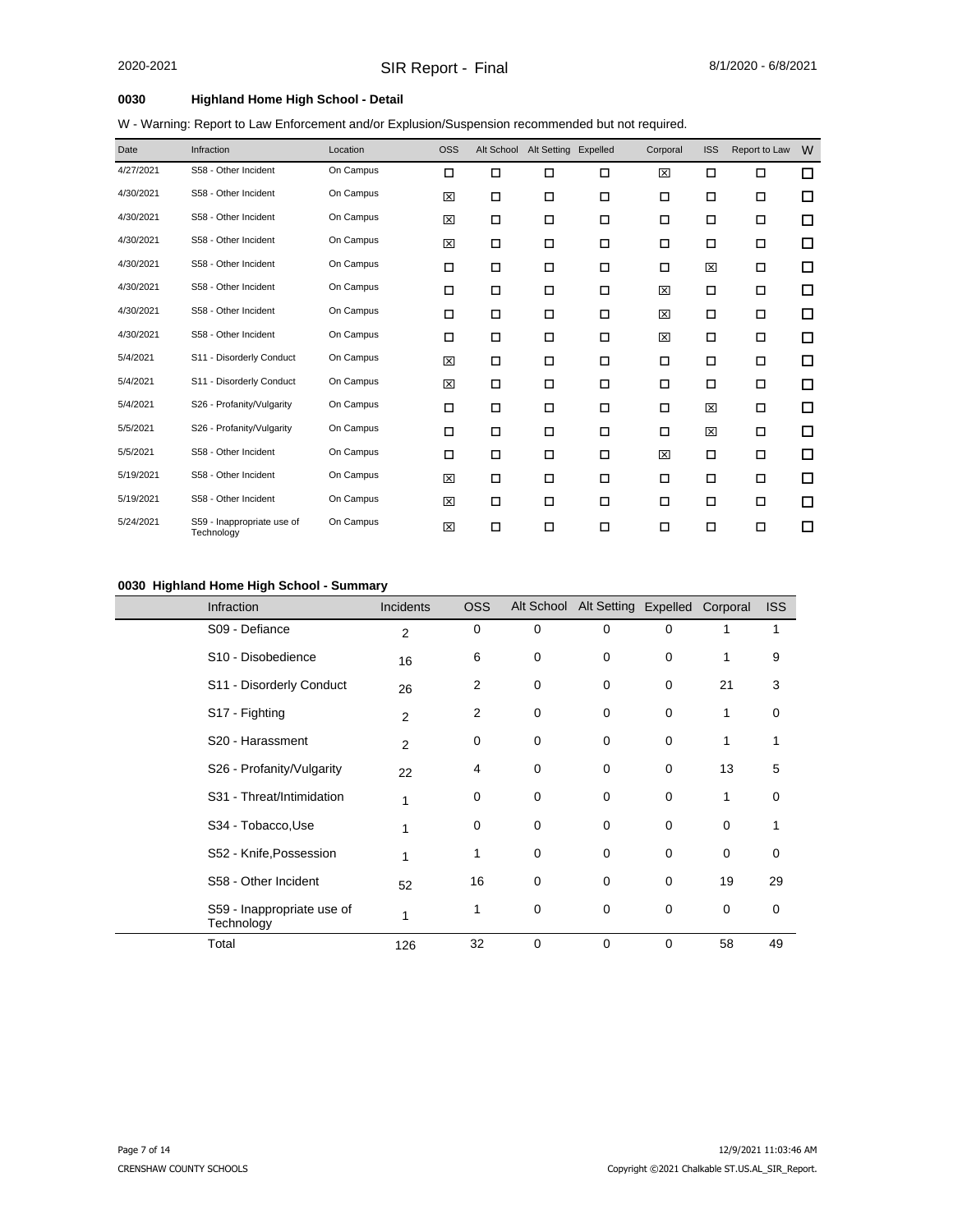## 0030 Highland Home High School - Detail

W - Warning: Report to Law Enforcement and/or Explusion/Suspension recommended but not required.

| Date | Infraction | Location | OSS | Alt School | Alt Setting | Expelled | Corporal | ISS | Report to Law | W |
|---|---|---|---|---|---|---|---|---|---|---|
| 4/27/2021 | S58 - Other Incident | On Campus | ☐ | ☐ | ☐ | ☐ | ☒ | ☐ | ☐ | ☐ |
| 4/30/2021 | S58 - Other Incident | On Campus | ☒ | ☐ | ☐ | ☐ | ☐ | ☐ | ☐ | ☐ |
| 4/30/2021 | S58 - Other Incident | On Campus | ☒ | ☐ | ☐ | ☐ | ☐ | ☐ | ☐ | ☐ |
| 4/30/2021 | S58 - Other Incident | On Campus | ☒ | ☐ | ☐ | ☐ | ☐ | ☐ | ☐ | ☐ |
| 4/30/2021 | S58 - Other Incident | On Campus | ☐ | ☐ | ☐ | ☐ | ☐ | ☒ | ☐ | ☐ |
| 4/30/2021 | S58 - Other Incident | On Campus | ☐ | ☐ | ☐ | ☐ | ☒ | ☐ | ☐ | ☐ |
| 4/30/2021 | S58 - Other Incident | On Campus | ☐ | ☐ | ☐ | ☐ | ☒ | ☐ | ☐ | ☐ |
| 4/30/2021 | S58 - Other Incident | On Campus | ☐ | ☐ | ☐ | ☐ | ☒ | ☐ | ☐ | ☐ |
| 5/4/2021 | S11 - Disorderly Conduct | On Campus | ☒ | ☐ | ☐ | ☐ | ☐ | ☐ | ☐ | ☐ |
| 5/4/2021 | S11 - Disorderly Conduct | On Campus | ☒ | ☐ | ☐ | ☐ | ☐ | ☐ | ☐ | ☐ |
| 5/4/2021 | S26 - Profanity/Vulgarity | On Campus | ☐ | ☐ | ☐ | ☐ | ☐ | ☒ | ☐ | ☐ |
| 5/5/2021 | S26 - Profanity/Vulgarity | On Campus | ☐ | ☐ | ☐ | ☐ | ☐ | ☒ | ☐ | ☐ |
| 5/5/2021 | S58 - Other Incident | On Campus | ☐ | ☐ | ☐ | ☐ | ☒ | ☐ | ☐ | ☐ |
| 5/19/2021 | S58 - Other Incident | On Campus | ☒ | ☐ | ☐ | ☐ | ☐ | ☐ | ☐ | ☐ |
| 5/19/2021 | S58 - Other Incident | On Campus | ☒ | ☐ | ☐ | ☐ | ☐ | ☐ | ☐ | ☐ |
| 5/24/2021 | S59 - Inappropriate use of Technology | On Campus | ☒ | ☐ | ☐ | ☐ | ☐ | ☐ | ☐ | ☐ |

## 0030 Highland Home High School - Summary

| Infraction | Incidents | OSS | Alt School | Alt Setting | Expelled | Corporal | ISS |
|---|---|---|---|---|---|---|---|
| S09 - Defiance | 2 | 0 | 0 | 0 | 0 | 1 | 1 |
| S10 - Disobedience | 16 | 6 | 0 | 0 | 0 | 1 | 9 |
| S11 - Disorderly Conduct | 26 | 2 | 0 | 0 | 0 | 21 | 3 |
| S17 - Fighting | 2 | 2 | 0 | 0 | 0 | 1 | 0 |
| S20 - Harassment | 2 | 0 | 0 | 0 | 0 | 1 | 1 |
| S26 - Profanity/Vulgarity | 22 | 4 | 0 | 0 | 0 | 13 | 5 |
| S31 - Threat/Intimidation | 1 | 0 | 0 | 0 | 0 | 1 | 0 |
| S34 - Tobacco,Use | 1 | 0 | 0 | 0 | 0 | 0 | 1 |
| S52 - Knife,Possession | 1 | 1 | 0 | 0 | 0 | 0 | 0 |
| S58 - Other Incident | 52 | 16 | 0 | 0 | 0 | 19 | 29 |
| S59 - Inappropriate use of Technology | 1 | 1 | 0 | 0 | 0 | 0 | 0 |
| Total | 126 | 32 | 0 | 0 | 0 | 58 | 49 |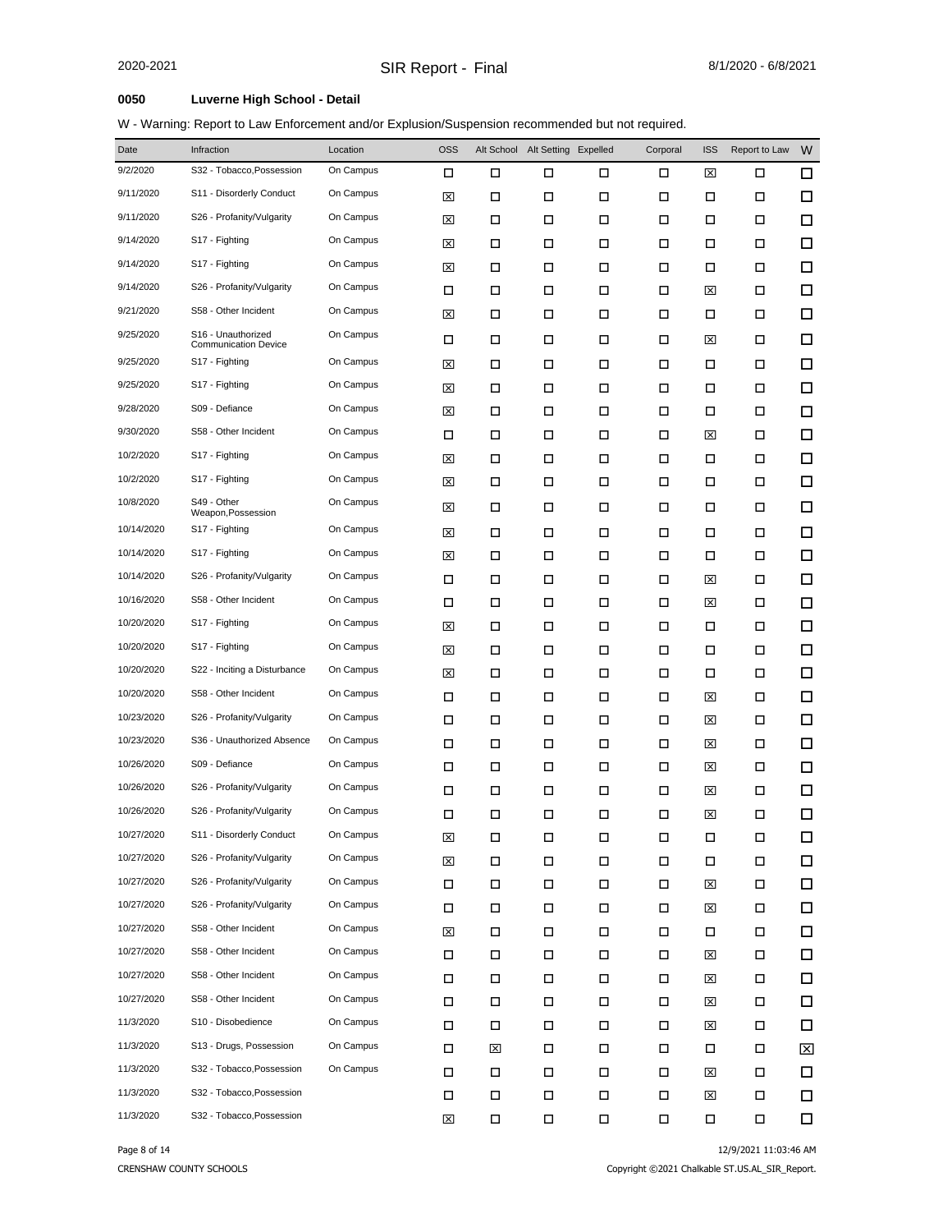**0050 Luverne High School - Detail**

W - Warning: Report to Law Enforcement and/or Explusion/Suspension recommended but not required.

| Date | Infraction | Location | OSS | Alt School | Alt Setting | Expelled | Corporal | ISS | Report to Law | W |
|---|---|---|---|---|---|---|---|---|---|---|
| 9/2/2020 | S32 - Tobacco,Possession | On Campus | ☐ | ☐ | ☐ | ☐ | ☐ | ☒ | ☐ | ☐ |
| 9/11/2020 | S11 - Disorderly Conduct | On Campus | ☒ | ☐ | ☐ | ☐ | ☐ | ☐ | ☐ | ☐ |
| 9/11/2020 | S26 - Profanity/Vulgarity | On Campus | ☒ | ☐ | ☐ | ☐ | ☐ | ☐ | ☐ | ☐ |
| 9/14/2020 | S17 - Fighting | On Campus | ☒ | ☐ | ☐ | ☐ | ☐ | ☐ | ☐ | ☐ |
| 9/14/2020 | S17 - Fighting | On Campus | ☒ | ☐ | ☐ | ☐ | ☐ | ☐ | ☐ | ☐ |
| 9/14/2020 | S26 - Profanity/Vulgarity | On Campus | ☐ | ☐ | ☐ | ☐ | ☐ | ☒ | ☐ | ☐ |
| 9/21/2020 | S58 - Other Incident | On Campus | ☒ | ☐ | ☐ | ☐ | ☐ | ☐ | ☐ | ☐ |
| 9/25/2020 | S16 - Unauthorized Communication Device | On Campus | ☐ | ☐ | ☐ | ☐ | ☐ | ☒ | ☐ | ☐ |
| 9/25/2020 | S17 - Fighting | On Campus | ☒ | ☐ | ☐ | ☐ | ☐ | ☐ | ☐ | ☐ |
| 9/25/2020 | S17 - Fighting | On Campus | ☒ | ☐ | ☐ | ☐ | ☐ | ☐ | ☐ | ☐ |
| 9/28/2020 | S09 - Defiance | On Campus | ☒ | ☐ | ☐ | ☐ | ☐ | ☐ | ☐ | ☐ |
| 9/30/2020 | S58 - Other Incident | On Campus | ☐ | ☐ | ☐ | ☐ | ☐ | ☒ | ☐ | ☐ |
| 10/2/2020 | S17 - Fighting | On Campus | ☒ | ☐ | ☐ | ☐ | ☐ | ☐ | ☐ | ☐ |
| 10/2/2020 | S17 - Fighting | On Campus | ☒ | ☐ | ☐ | ☐ | ☐ | ☐ | ☐ | ☐ |
| 10/8/2020 | S49 - Other Weapon,Possession | On Campus | ☒ | ☐ | ☐ | ☐ | ☐ | ☐ | ☐ | ☐ |
| 10/14/2020 | S17 - Fighting | On Campus | ☒ | ☐ | ☐ | ☐ | ☐ | ☐ | ☐ | ☐ |
| 10/14/2020 | S17 - Fighting | On Campus | ☒ | ☐ | ☐ | ☐ | ☐ | ☐ | ☐ | ☐ |
| 10/14/2020 | S26 - Profanity/Vulgarity | On Campus | ☐ | ☐ | ☐ | ☐ | ☐ | ☒ | ☐ | ☐ |
| 10/16/2020 | S58 - Other Incident | On Campus | ☐ | ☐ | ☐ | ☐ | ☐ | ☒ | ☐ | ☐ |
| 10/20/2020 | S17 - Fighting | On Campus | ☒ | ☐ | ☐ | ☐ | ☐ | ☐ | ☐ | ☐ |
| 10/20/2020 | S17 - Fighting | On Campus | ☒ | ☐ | ☐ | ☐ | ☐ | ☐ | ☐ | ☐ |
| 10/20/2020 | S22 - Inciting a Disturbance | On Campus | ☒ | ☐ | ☐ | ☐ | ☐ | ☐ | ☐ | ☐ |
| 10/20/2020 | S58 - Other Incident | On Campus | ☐ | ☐ | ☐ | ☐ | ☐ | ☒ | ☐ | ☐ |
| 10/23/2020 | S26 - Profanity/Vulgarity | On Campus | ☐ | ☐ | ☐ | ☐ | ☐ | ☒ | ☐ | ☐ |
| 10/23/2020 | S36 - Unauthorized Absence | On Campus | ☐ | ☐ | ☐ | ☐ | ☐ | ☒ | ☐ | ☐ |
| 10/26/2020 | S09 - Defiance | On Campus | ☐ | ☐ | ☐ | ☐ | ☐ | ☒ | ☐ | ☐ |
| 10/26/2020 | S26 - Profanity/Vulgarity | On Campus | ☐ | ☐ | ☐ | ☐ | ☐ | ☒ | ☐ | ☐ |
| 10/26/2020 | S26 - Profanity/Vulgarity | On Campus | ☐ | ☐ | ☐ | ☐ | ☐ | ☒ | ☐ | ☐ |
| 10/27/2020 | S11 - Disorderly Conduct | On Campus | ☒ | ☐ | ☐ | ☐ | ☐ | ☐ | ☐ | ☐ |
| 10/27/2020 | S26 - Profanity/Vulgarity | On Campus | ☒ | ☐ | ☐ | ☐ | ☐ | ☐ | ☐ | ☐ |
| 10/27/2020 | S26 - Profanity/Vulgarity | On Campus | ☐ | ☐ | ☐ | ☐ | ☐ | ☒ | ☐ | ☐ |
| 10/27/2020 | S26 - Profanity/Vulgarity | On Campus | ☐ | ☐ | ☐ | ☐ | ☐ | ☒ | ☐ | ☐ |
| 10/27/2020 | S58 - Other Incident | On Campus | ☒ | ☐ | ☐ | ☐ | ☐ | ☐ | ☐ | ☐ |
| 10/27/2020 | S58 - Other Incident | On Campus | ☐ | ☐ | ☐ | ☐ | ☐ | ☒ | ☐ | ☐ |
| 10/27/2020 | S58 - Other Incident | On Campus | ☐ | ☐ | ☐ | ☐ | ☐ | ☒ | ☐ | ☐ |
| 10/27/2020 | S58 - Other Incident | On Campus | ☐ | ☐ | ☐ | ☐ | ☐ | ☒ | ☐ | ☐ |
| 11/3/2020 | S10 - Disobedience | On Campus | ☐ | ☐ | ☐ | ☐ | ☐ | ☒ | ☐ | ☐ |
| 11/3/2020 | S13 - Drugs, Possession | On Campus | ☐ | ☒ | ☐ | ☐ | ☐ | ☐ | ☐ | ☒ |
| 11/3/2020 | S32 - Tobacco,Possession | On Campus | ☐ | ☐ | ☐ | ☐ | ☐ | ☒ | ☐ | ☐ |
| 11/3/2020 | S32 - Tobacco,Possession | | ☐ | ☐ | ☐ | ☐ | ☐ | ☒ | ☐ | ☐ |
| 11/3/2020 | S32 - Tobacco,Possession | | ☒ | ☐ | ☐ | ☐ | ☐ | ☐ | ☐ | ☐ |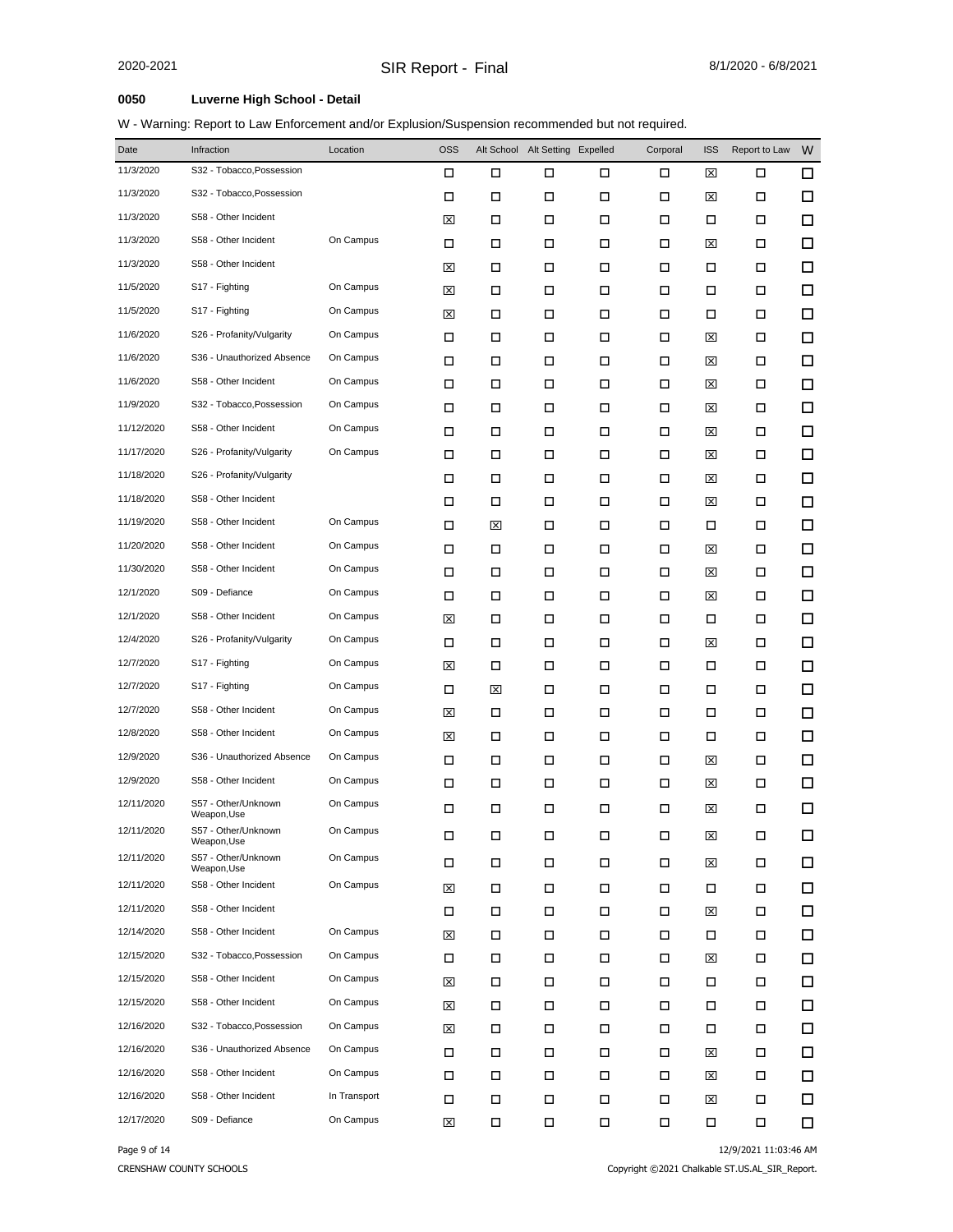**0050 Luverne High School - Detail**

W - Warning: Report to Law Enforcement and/or Explusion/Suspension recommended but not required.

| Date | Infraction | Location | OSS | Alt School | Alt Setting | Expelled | Corporal | ISS | Report to Law | W |
|---|---|---|---|---|---|---|---|---|---|---|
| 11/3/2020 | S32 - Tobacco,Possession | | ☐ | ☐ | ☐ | ☐ | ☐ | ☒ | ☐ | ☐ |
| 11/3/2020 | S32 - Tobacco,Possession | | ☐ | ☐ | ☐ | ☐ | ☐ | ☒ | ☐ | ☐ |
| 11/3/2020 | S58 - Other Incident | | ☒ | ☐ | ☐ | ☐ | ☐ | ☐ | ☐ | ☐ |
| 11/3/2020 | S58 - Other Incident | On Campus | ☐ | ☐ | ☐ | ☐ | ☐ | ☒ | ☐ | ☐ |
| 11/3/2020 | S58 - Other Incident | | ☒ | ☐ | ☐ | ☐ | ☐ | ☐ | ☐ | ☐ |
| 11/5/2020 | S17 - Fighting | On Campus | ☒ | ☐ | ☐ | ☐ | ☐ | ☐ | ☐ | ☐ |
| 11/5/2020 | S17 - Fighting | On Campus | ☒ | ☐ | ☐ | ☐ | ☐ | ☐ | ☐ | ☐ |
| 11/6/2020 | S26 - Profanity/Vulgarity | On Campus | ☐ | ☐ | ☐ | ☐ | ☐ | ☒ | ☐ | ☐ |
| 11/6/2020 | S36 - Unauthorized Absence | On Campus | ☐ | ☐ | ☐ | ☐ | ☐ | ☒ | ☐ | ☐ |
| 11/6/2020 | S58 - Other Incident | On Campus | ☐ | ☐ | ☐ | ☐ | ☐ | ☒ | ☐ | ☐ |
| 11/9/2020 | S32 - Tobacco,Possession | On Campus | ☐ | ☐ | ☐ | ☐ | ☐ | ☒ | ☐ | ☐ |
| 11/12/2020 | S58 - Other Incident | On Campus | ☐ | ☐ | ☐ | ☐ | ☐ | ☒ | ☐ | ☐ |
| 11/17/2020 | S26 - Profanity/Vulgarity | On Campus | ☐ | ☐ | ☐ | ☐ | ☐ | ☒ | ☐ | ☐ |
| 11/18/2020 | S26 - Profanity/Vulgarity | | ☐ | ☐ | ☐ | ☐ | ☐ | ☒ | ☐ | ☐ |
| 11/18/2020 | S58 - Other Incident | | ☐ | ☐ | ☐ | ☐ | ☐ | ☒ | ☐ | ☐ |
| 11/19/2020 | S58 - Other Incident | On Campus | ☐ | ☒ | ☐ | ☐ | ☐ | ☐ | ☐ | ☐ |
| 11/20/2020 | S58 - Other Incident | On Campus | ☐ | ☐ | ☐ | ☐ | ☐ | ☒ | ☐ | ☐ |
| 11/30/2020 | S58 - Other Incident | On Campus | ☐ | ☐ | ☐ | ☐ | ☐ | ☒ | ☐ | ☐ |
| 12/1/2020 | S09 - Defiance | On Campus | ☐ | ☐ | ☐ | ☐ | ☐ | ☒ | ☐ | ☐ |
| 12/1/2020 | S58 - Other Incident | On Campus | ☒ | ☐ | ☐ | ☐ | ☐ | ☐ | ☐ | ☐ |
| 12/4/2020 | S26 - Profanity/Vulgarity | On Campus | ☐ | ☐ | ☐ | ☐ | ☐ | ☒ | ☐ | ☐ |
| 12/7/2020 | S17 - Fighting | On Campus | ☒ | ☐ | ☐ | ☐ | ☐ | ☐ | ☐ | ☐ |
| 12/7/2020 | S17 - Fighting | On Campus | ☐ | ☒ | ☐ | ☐ | ☐ | ☐ | ☐ | ☐ |
| 12/7/2020 | S58 - Other Incident | On Campus | ☒ | ☐ | ☐ | ☐ | ☐ | ☐ | ☐ | ☐ |
| 12/8/2020 | S58 - Other Incident | On Campus | ☒ | ☐ | ☐ | ☐ | ☐ | ☐ | ☐ | ☐ |
| 12/9/2020 | S36 - Unauthorized Absence | On Campus | ☐ | ☐ | ☐ | ☐ | ☐ | ☒ | ☐ | ☐ |
| 12/9/2020 | S58 - Other Incident | On Campus | ☐ | ☐ | ☐ | ☐ | ☐ | ☒ | ☐ | ☐ |
| 12/11/2020 | S57 - Other/Unknown Weapon,Use | On Campus | ☐ | ☐ | ☐ | ☐ | ☐ | ☒ | ☐ | ☐ |
| 12/11/2020 | S57 - Other/Unknown Weapon,Use | On Campus | ☐ | ☐ | ☐ | ☐ | ☐ | ☒ | ☐ | ☐ |
| 12/11/2020 | S57 - Other/Unknown Weapon,Use | On Campus | ☐ | ☐ | ☐ | ☐ | ☐ | ☒ | ☐ | ☐ |
| 12/11/2020 | S58 - Other Incident | On Campus | ☒ | ☐ | ☐ | ☐ | ☐ | ☐ | ☐ | ☐ |
| 12/11/2020 | S58 - Other Incident | | ☐ | ☐ | ☐ | ☐ | ☐ | ☒ | ☐ | ☐ |
| 12/14/2020 | S58 - Other Incident | On Campus | ☒ | ☐ | ☐ | ☐ | ☐ | ☐ | ☐ | ☐ |
| 12/15/2020 | S32 - Tobacco,Possession | On Campus | ☐ | ☐ | ☐ | ☐ | ☐ | ☒ | ☐ | ☐ |
| 12/15/2020 | S58 - Other Incident | On Campus | ☒ | ☐ | ☐ | ☐ | ☐ | ☐ | ☐ | ☐ |
| 12/15/2020 | S58 - Other Incident | On Campus | ☒ | ☐ | ☐ | ☐ | ☐ | ☐ | ☐ | ☐ |
| 12/16/2020 | S32 - Tobacco,Possession | On Campus | ☒ | ☐ | ☐ | ☐ | ☐ | ☐ | ☐ | ☐ |
| 12/16/2020 | S36 - Unauthorized Absence | On Campus | ☐ | ☐ | ☐ | ☐ | ☐ | ☒ | ☐ | ☐ |
| 12/16/2020 | S58 - Other Incident | On Campus | ☐ | ☐ | ☐ | ☐ | ☐ | ☒ | ☐ | ☐ |
| 12/16/2020 | S58 - Other Incident | In Transport | ☐ | ☐ | ☐ | ☐ | ☐ | ☒ | ☐ | ☐ |
| 12/17/2020 | S09 - Defiance | On Campus | ☒ | ☐ | ☐ | ☐ | ☐ | ☐ | ☐ | ☐ |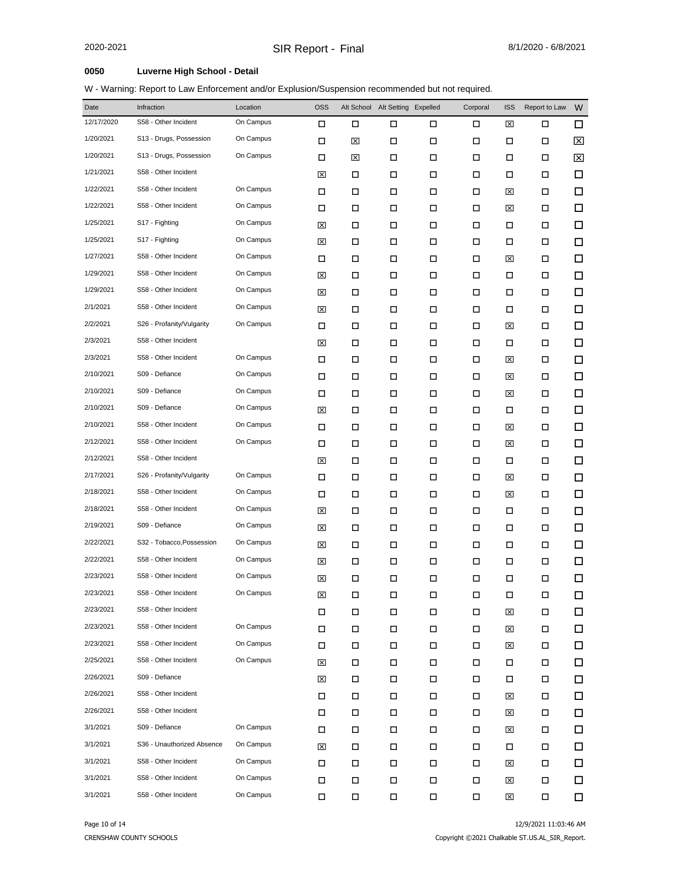## 0050 Luverne High School - Detail

W - Warning: Report to Law Enforcement and/or Explusion/Suspension recommended but not required.

| Date | Infraction | Location | OSS | Alt School | Alt Setting | Expelled | Corporal | ISS | Report to Law | W |
|---|---|---|---|---|---|---|---|---|---|---|
| 12/17/2020 | S58 - Other Incident | On Campus | ☐ | ☐ | ☐ | ☐ | ☐ | ☒ | ☐ | ☐ |
| 1/20/2021 | S13 - Drugs, Possession | On Campus | ☐ | ☒ | ☐ | ☐ | ☐ | ☐ | ☐ | ☒ |
| 1/20/2021 | S13 - Drugs, Possession | On Campus | ☐ | ☒ | ☐ | ☐ | ☐ | ☐ | ☐ | ☒ |
| 1/21/2021 | S58 - Other Incident | | ☒ | ☐ | ☐ | ☐ | ☐ | ☐ | ☐ | ☐ |
| 1/22/2021 | S58 - Other Incident | On Campus | ☐ | ☐ | ☐ | ☐ | ☐ | ☒ | ☐ | ☐ |
| 1/22/2021 | S58 - Other Incident | On Campus | ☐ | ☐ | ☐ | ☐ | ☐ | ☒ | ☐ | ☐ |
| 1/25/2021 | S17 - Fighting | On Campus | ☒ | ☐ | ☐ | ☐ | ☐ | ☐ | ☐ | ☐ |
| 1/25/2021 | S17 - Fighting | On Campus | ☒ | ☐ | ☐ | ☐ | ☐ | ☐ | ☐ | ☐ |
| 1/27/2021 | S58 - Other Incident | On Campus | ☐ | ☐ | ☐ | ☐ | ☐ | ☒ | ☐ | ☐ |
| 1/29/2021 | S58 - Other Incident | On Campus | ☒ | ☐ | ☐ | ☐ | ☐ | ☐ | ☐ | ☐ |
| 1/29/2021 | S58 - Other Incident | On Campus | ☒ | ☐ | ☐ | ☐ | ☐ | ☐ | ☐ | ☐ |
| 2/1/2021 | S58 - Other Incident | On Campus | ☒ | ☐ | ☐ | ☐ | ☐ | ☐ | ☐ | ☐ |
| 2/2/2021 | S26 - Profanity/Vulgarity | On Campus | ☐ | ☐ | ☐ | ☐ | ☐ | ☒ | ☐ | ☐ |
| 2/3/2021 | S58 - Other Incident | | ☒ | ☐ | ☐ | ☐ | ☐ | ☐ | ☐ | ☐ |
| 2/3/2021 | S58 - Other Incident | On Campus | ☐ | ☐ | ☐ | ☐ | ☐ | ☒ | ☐ | ☐ |
| 2/10/2021 | S09 - Defiance | On Campus | ☐ | ☐ | ☐ | ☐ | ☐ | ☒ | ☐ | ☐ |
| 2/10/2021 | S09 - Defiance | On Campus | ☐ | ☐ | ☐ | ☐ | ☐ | ☒ | ☐ | ☐ |
| 2/10/2021 | S09 - Defiance | On Campus | ☒ | ☐ | ☐ | ☐ | ☐ | ☐ | ☐ | ☐ |
| 2/10/2021 | S58 - Other Incident | On Campus | ☐ | ☐ | ☐ | ☐ | ☐ | ☒ | ☐ | ☐ |
| 2/12/2021 | S58 - Other Incident | On Campus | ☐ | ☐ | ☐ | ☐ | ☐ | ☒ | ☐ | ☐ |
| 2/12/2021 | S58 - Other Incident | | ☒ | ☐ | ☐ | ☐ | ☐ | ☐ | ☐ | ☐ |
| 2/17/2021 | S26 - Profanity/Vulgarity | On Campus | ☐ | ☐ | ☐ | ☐ | ☐ | ☒ | ☐ | ☐ |
| 2/18/2021 | S58 - Other Incident | On Campus | ☐ | ☐ | ☐ | ☐ | ☐ | ☒ | ☐ | ☐ |
| 2/18/2021 | S58 - Other Incident | On Campus | ☒ | ☐ | ☐ | ☐ | ☐ | ☐ | ☐ | ☐ |
| 2/19/2021 | S09 - Defiance | On Campus | ☒ | ☐ | ☐ | ☐ | ☐ | ☐ | ☐ | ☐ |
| 2/22/2021 | S32 - Tobacco,Possession | On Campus | ☒ | ☐ | ☐ | ☐ | ☐ | ☐ | ☐ | ☐ |
| 2/22/2021 | S58 - Other Incident | On Campus | ☒ | ☐ | ☐ | ☐ | ☐ | ☐ | ☐ | ☐ |
| 2/23/2021 | S58 - Other Incident | On Campus | ☒ | ☐ | ☐ | ☐ | ☐ | ☐ | ☐ | ☐ |
| 2/23/2021 | S58 - Other Incident | On Campus | ☒ | ☐ | ☐ | ☐ | ☐ | ☐ | ☐ | ☐ |
| 2/23/2021 | S58 - Other Incident | | ☐ | ☐ | ☐ | ☐ | ☐ | ☒ | ☐ | ☐ |
| 2/23/2021 | S58 - Other Incident | On Campus | ☐ | ☐ | ☐ | ☐ | ☐ | ☒ | ☐ | ☐ |
| 2/23/2021 | S58 - Other Incident | On Campus | ☐ | ☐ | ☐ | ☐ | ☐ | ☒ | ☐ | ☐ |
| 2/25/2021 | S58 - Other Incident | On Campus | ☒ | ☐ | ☐ | ☐ | ☐ | ☐ | ☐ | ☐ |
| 2/26/2021 | S09 - Defiance | | ☒ | ☐ | ☐ | ☐ | ☐ | ☐ | ☐ | ☐ |
| 2/26/2021 | S58 - Other Incident | | ☐ | ☐ | ☐ | ☐ | ☐ | ☒ | ☐ | ☐ |
| 2/26/2021 | S58 - Other Incident | | ☐ | ☐ | ☐ | ☐ | ☐ | ☒ | ☐ | ☐ |
| 3/1/2021 | S09 - Defiance | On Campus | ☐ | ☐ | ☐ | ☐ | ☐ | ☒ | ☐ | ☐ |
| 3/1/2021 | S36 - Unauthorized Absence | On Campus | ☒ | ☐ | ☐ | ☐ | ☐ | ☐ | ☐ | ☐ |
| 3/1/2021 | S58 - Other Incident | On Campus | ☐ | ☐ | ☐ | ☐ | ☐ | ☒ | ☐ | ☐ |
| 3/1/2021 | S58 - Other Incident | On Campus | ☐ | ☐ | ☐ | ☐ | ☐ | ☒ | ☐ | ☐ |
| 3/1/2021 | S58 - Other Incident | On Campus | ☐ | ☐ | ☐ | ☐ | ☐ | ☒ | ☐ | ☐ |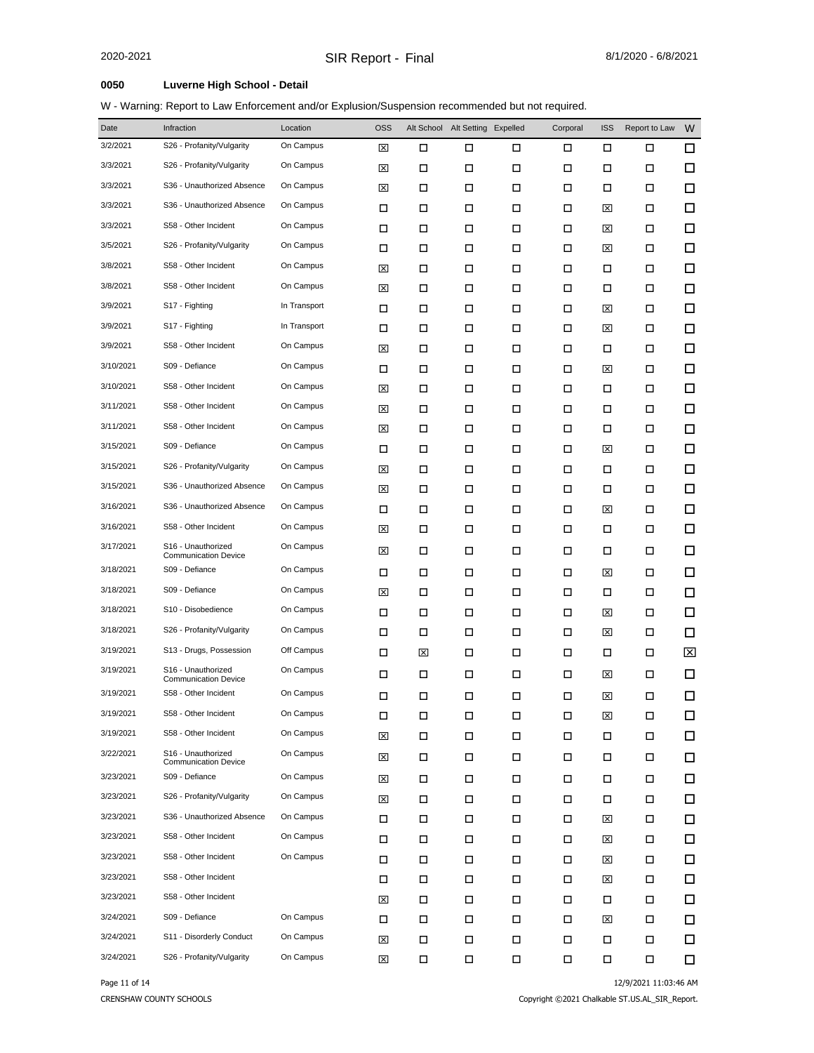**0050 Luverne High School - Detail**

W - Warning: Report to Law Enforcement and/or Explusion/Suspension recommended but not required.

| Date | Infraction | Location | OSS | Alt School | Alt Setting | Expelled | Corporal | ISS | Report to Law | W |
|---|---|---|---|---|---|---|---|---|---|---|
| 3/2/2021 | S26 - Profanity/Vulgarity | On Campus | ☒ | ☐ | ☐ | ☐ | ☐ | ☐ | ☐ | ☐ |
| 3/3/2021 | S26 - Profanity/Vulgarity | On Campus | ☒ | ☐ | ☐ | ☐ | ☐ | ☐ | ☐ | ☐ |
| 3/3/2021 | S36 - Unauthorized Absence | On Campus | ☒ | ☐ | ☐ | ☐ | ☐ | ☐ | ☐ | ☐ |
| 3/3/2021 | S36 - Unauthorized Absence | On Campus | ☐ | ☐ | ☐ | ☐ | ☐ | ☒ | ☐ | ☐ |
| 3/3/2021 | S58 - Other Incident | On Campus | ☐ | ☐ | ☐ | ☐ | ☐ | ☒ | ☐ | ☐ |
| 3/5/2021 | S26 - Profanity/Vulgarity | On Campus | ☐ | ☐ | ☐ | ☐ | ☐ | ☒ | ☐ | ☐ |
| 3/8/2021 | S58 - Other Incident | On Campus | ☒ | ☐ | ☐ | ☐ | ☐ | ☐ | ☐ | ☐ |
| 3/8/2021 | S58 - Other Incident | On Campus | ☒ | ☐ | ☐ | ☐ | ☐ | ☐ | ☐ | ☐ |
| 3/9/2021 | S17 - Fighting | In Transport | ☐ | ☐ | ☐ | ☐ | ☐ | ☒ | ☐ | ☐ |
| 3/9/2021 | S17 - Fighting | In Transport | ☐ | ☐ | ☐ | ☐ | ☐ | ☒ | ☐ | ☐ |
| 3/9/2021 | S58 - Other Incident | On Campus | ☒ | ☐ | ☐ | ☐ | ☐ | ☐ | ☐ | ☐ |
| 3/10/2021 | S09 - Defiance | On Campus | ☐ | ☐ | ☐ | ☐ | ☐ | ☒ | ☐ | ☐ |
| 3/10/2021 | S58 - Other Incident | On Campus | ☒ | ☐ | ☐ | ☐ | ☐ | ☐ | ☐ | ☐ |
| 3/11/2021 | S58 - Other Incident | On Campus | ☒ | ☐ | ☐ | ☐ | ☐ | ☐ | ☐ | ☐ |
| 3/11/2021 | S58 - Other Incident | On Campus | ☒ | ☐ | ☐ | ☐ | ☐ | ☐ | ☐ | ☐ |
| 3/15/2021 | S09 - Defiance | On Campus | ☐ | ☐ | ☐ | ☐ | ☐ | ☒ | ☐ | ☐ |
| 3/15/2021 | S26 - Profanity/Vulgarity | On Campus | ☒ | ☐ | ☐ | ☐ | ☐ | ☐ | ☐ | ☐ |
| 3/15/2021 | S36 - Unauthorized Absence | On Campus | ☒ | ☐ | ☐ | ☐ | ☐ | ☐ | ☐ | ☐ |
| 3/16/2021 | S36 - Unauthorized Absence | On Campus | ☐ | ☐ | ☐ | ☐ | ☐ | ☒ | ☐ | ☐ |
| 3/16/2021 | S58 - Other Incident | On Campus | ☒ | ☐ | ☐ | ☐ | ☐ | ☐ | ☐ | ☐ |
| 3/17/2021 | S16 - Unauthorized Communication Device | On Campus | ☒ | ☐ | ☐ | ☐ | ☐ | ☐ | ☐ | ☐ |
| 3/18/2021 | S09 - Defiance | On Campus | ☐ | ☐ | ☐ | ☐ | ☐ | ☒ | ☐ | ☐ |
| 3/18/2021 | S09 - Defiance | On Campus | ☒ | ☐ | ☐ | ☐ | ☐ | ☐ | ☐ | ☐ |
| 3/18/2021 | S10 - Disobedience | On Campus | ☐ | ☐ | ☐ | ☐ | ☐ | ☒ | ☐ | ☐ |
| 3/18/2021 | S26 - Profanity/Vulgarity | On Campus | ☐ | ☐ | ☐ | ☐ | ☐ | ☒ | ☐ | ☐ |
| 3/19/2021 | S13 - Drugs, Possession | Off Campus | ☐ | ☒ | ☐ | ☐ | ☐ | ☐ | ☐ | ☒ |
| 3/19/2021 | S16 - Unauthorized Communication Device | On Campus | ☐ | ☐ | ☐ | ☐ | ☐ | ☒ | ☐ | ☐ |
| 3/19/2021 | S58 - Other Incident | On Campus | ☐ | ☐ | ☐ | ☐ | ☐ | ☒ | ☐ | ☐ |
| 3/19/2021 | S58 - Other Incident | On Campus | ☐ | ☐ | ☐ | ☐ | ☐ | ☒ | ☐ | ☐ |
| 3/19/2021 | S58 - Other Incident | On Campus | ☒ | ☐ | ☐ | ☐ | ☐ | ☐ | ☐ | ☐ |
| 3/22/2021 | S16 - Unauthorized Communication Device | On Campus | ☒ | ☐ | ☐ | ☐ | ☐ | ☐ | ☐ | ☐ |
| 3/23/2021 | S09 - Defiance | On Campus | ☒ | ☐ | ☐ | ☐ | ☐ | ☐ | ☐ | ☐ |
| 3/23/2021 | S26 - Profanity/Vulgarity | On Campus | ☒ | ☐ | ☐ | ☐ | ☐ | ☐ | ☐ | ☐ |
| 3/23/2021 | S36 - Unauthorized Absence | On Campus | ☐ | ☐ | ☐ | ☐ | ☐ | ☒ | ☐ | ☐ |
| 3/23/2021 | S58 - Other Incident | On Campus | ☐ | ☐ | ☐ | ☐ | ☐ | ☒ | ☐ | ☐ |
| 3/23/2021 | S58 - Other Incident | On Campus | ☐ | ☐ | ☐ | ☐ | ☐ | ☒ | ☐ | ☐ |
| 3/23/2021 | S58 - Other Incident | | ☐ | ☐ | ☐ | ☐ | ☐ | ☒ | ☐ | ☐ |
| 3/23/2021 | S58 - Other Incident | | ☒ | ☐ | ☐ | ☐ | ☐ | ☐ | ☐ | ☐ |
| 3/24/2021 | S09 - Defiance | On Campus | ☐ | ☐ | ☐ | ☐ | ☐ | ☒ | ☐ | ☐ |
| 3/24/2021 | S11 - Disorderly Conduct | On Campus | ☒ | ☐ | ☐ | ☐ | ☐ | ☐ | ☐ | ☐ |
| 3/24/2021 | S26 - Profanity/Vulgarity | On Campus | ☒ | ☐ | ☐ | ☐ | ☐ | ☐ | ☐ | ☐ |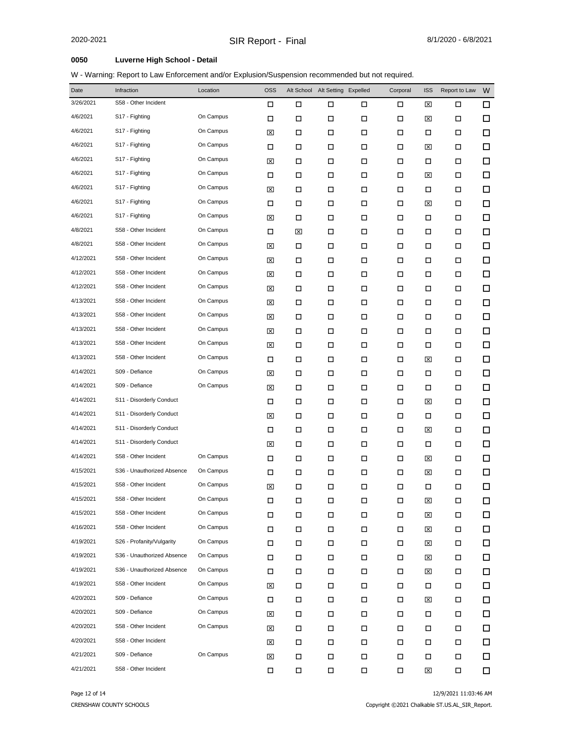**0050 Luverne High School - Detail**

W - Warning: Report to Law Enforcement and/or Explusion/Suspension recommended but not required.

| Date | Infraction | Location | OSS | Alt School | Alt Setting | Expelled | Corporal | ISS | Report to Law | W |
|---|---|---|---|---|---|---|---|---|---|---|
| 3/26/2021 | S58 - Other Incident | | ☐ | ☐ | ☐ | ☐ | ☐ | ☒ | ☐ | ☐ |
| 4/6/2021 | S17 - Fighting | On Campus | ☐ | ☐ | ☐ | ☐ | ☐ | ☒ | ☐ | ☐ |
| 4/6/2021 | S17 - Fighting | On Campus | ☒ | ☐ | ☐ | ☐ | ☐ | ☐ | ☐ | ☐ |
| 4/6/2021 | S17 - Fighting | On Campus | ☐ | ☐ | ☐ | ☐ | ☐ | ☒ | ☐ | ☐ |
| 4/6/2021 | S17 - Fighting | On Campus | ☒ | ☐ | ☐ | ☐ | ☐ | ☐ | ☐ | ☐ |
| 4/6/2021 | S17 - Fighting | On Campus | ☐ | ☐ | ☐ | ☐ | ☐ | ☒ | ☐ | ☐ |
| 4/6/2021 | S17 - Fighting | On Campus | ☒ | ☐ | ☐ | ☐ | ☐ | ☐ | ☐ | ☐ |
| 4/6/2021 | S17 - Fighting | On Campus | ☐ | ☐ | ☐ | ☐ | ☐ | ☒ | ☐ | ☐ |
| 4/6/2021 | S17 - Fighting | On Campus | ☒ | ☐ | ☐ | ☐ | ☐ | ☐ | ☐ | ☐ |
| 4/8/2021 | S58 - Other Incident | On Campus | ☐ | ☒ | ☐ | ☐ | ☐ | ☐ | ☐ | ☐ |
| 4/8/2021 | S58 - Other Incident | On Campus | ☒ | ☐ | ☐ | ☐ | ☐ | ☐ | ☐ | ☐ |
| 4/12/2021 | S58 - Other Incident | On Campus | ☒ | ☐ | ☐ | ☐ | ☐ | ☐ | ☐ | ☐ |
| 4/12/2021 | S58 - Other Incident | On Campus | ☒ | ☐ | ☐ | ☐ | ☐ | ☐ | ☐ | ☐ |
| 4/12/2021 | S58 - Other Incident | On Campus | ☒ | ☐ | ☐ | ☐ | ☐ | ☐ | ☐ | ☐ |
| 4/13/2021 | S58 - Other Incident | On Campus | ☒ | ☐ | ☐ | ☐ | ☐ | ☐ | ☐ | ☐ |
| 4/13/2021 | S58 - Other Incident | On Campus | ☒ | ☐ | ☐ | ☐ | ☐ | ☐ | ☐ | ☐ |
| 4/13/2021 | S58 - Other Incident | On Campus | ☒ | ☐ | ☐ | ☐ | ☐ | ☐ | ☐ | ☐ |
| 4/13/2021 | S58 - Other Incident | On Campus | ☒ | ☐ | ☐ | ☐ | ☐ | ☐ | ☐ | ☐ |
| 4/13/2021 | S58 - Other Incident | On Campus | ☐ | ☐ | ☐ | ☐ | ☐ | ☒ | ☐ | ☐ |
| 4/14/2021 | S09 - Defiance | On Campus | ☒ | ☐ | ☐ | ☐ | ☐ | ☐ | ☐ | ☐ |
| 4/14/2021 | S09 - Defiance | On Campus | ☒ | ☐ | ☐ | ☐ | ☐ | ☐ | ☐ | ☐ |
| 4/14/2021 | S11 - Disorderly Conduct | | ☐ | ☐ | ☐ | ☐ | ☐ | ☒ | ☐ | ☐ |
| 4/14/2021 | S11 - Disorderly Conduct | | ☒ | ☐ | ☐ | ☐ | ☐ | ☐ | ☐ | ☐ |
| 4/14/2021 | S11 - Disorderly Conduct | | ☐ | ☐ | ☐ | ☐ | ☐ | ☒ | ☐ | ☐ |
| 4/14/2021 | S11 - Disorderly Conduct | | ☒ | ☐ | ☐ | ☐ | ☐ | ☐ | ☐ | ☐ |
| 4/14/2021 | S58 - Other Incident | On Campus | ☐ | ☐ | ☐ | ☐ | ☐ | ☒ | ☐ | ☐ |
| 4/15/2021 | S36 - Unauthorized Absence | On Campus | ☐ | ☐ | ☐ | ☐ | ☐ | ☒ | ☐ | ☐ |
| 4/15/2021 | S58 - Other Incident | On Campus | ☒ | ☐ | ☐ | ☐ | ☐ | ☐ | ☐ | ☐ |
| 4/15/2021 | S58 - Other Incident | On Campus | ☐ | ☐ | ☐ | ☐ | ☐ | ☒ | ☐ | ☐ |
| 4/15/2021 | S58 - Other Incident | On Campus | ☐ | ☐ | ☐ | ☐ | ☐ | ☒ | ☐ | ☐ |
| 4/16/2021 | S58 - Other Incident | On Campus | ☐ | ☐ | ☐ | ☐ | ☐ | ☒ | ☐ | ☐ |
| 4/19/2021 | S26 - Profanity/Vulgarity | On Campus | ☐ | ☐ | ☐ | ☐ | ☐ | ☒ | ☐ | ☐ |
| 4/19/2021 | S36 - Unauthorized Absence | On Campus | ☐ | ☐ | ☐ | ☐ | ☐ | ☒ | ☐ | ☐ |
| 4/19/2021 | S36 - Unauthorized Absence | On Campus | ☐ | ☐ | ☐ | ☐ | ☐ | ☒ | ☐ | ☐ |
| 4/19/2021 | S58 - Other Incident | On Campus | ☒ | ☐ | ☐ | ☐ | ☐ | ☐ | ☐ | ☐ |
| 4/20/2021 | S09 - Defiance | On Campus | ☐ | ☐ | ☐ | ☐ | ☐ | ☒ | ☐ | ☐ |
| 4/20/2021 | S09 - Defiance | On Campus | ☒ | ☐ | ☐ | ☐ | ☐ | ☐ | ☐ | ☐ |
| 4/20/2021 | S58 - Other Incident | On Campus | ☒ | ☐ | ☐ | ☐ | ☐ | ☐ | ☐ | ☐ |
| 4/20/2021 | S58 - Other Incident | | ☒ | ☐ | ☐ | ☐ | ☐ | ☐ | ☐ | ☐ |
| 4/21/2021 | S09 - Defiance | On Campus | ☒ | ☐ | ☐ | ☐ | ☐ | ☐ | ☐ | ☐ |
| 4/21/2021 | S58 - Other Incident | | ☐ | ☐ | ☐ | ☐ | ☐ | ☒ | ☐ | ☐ |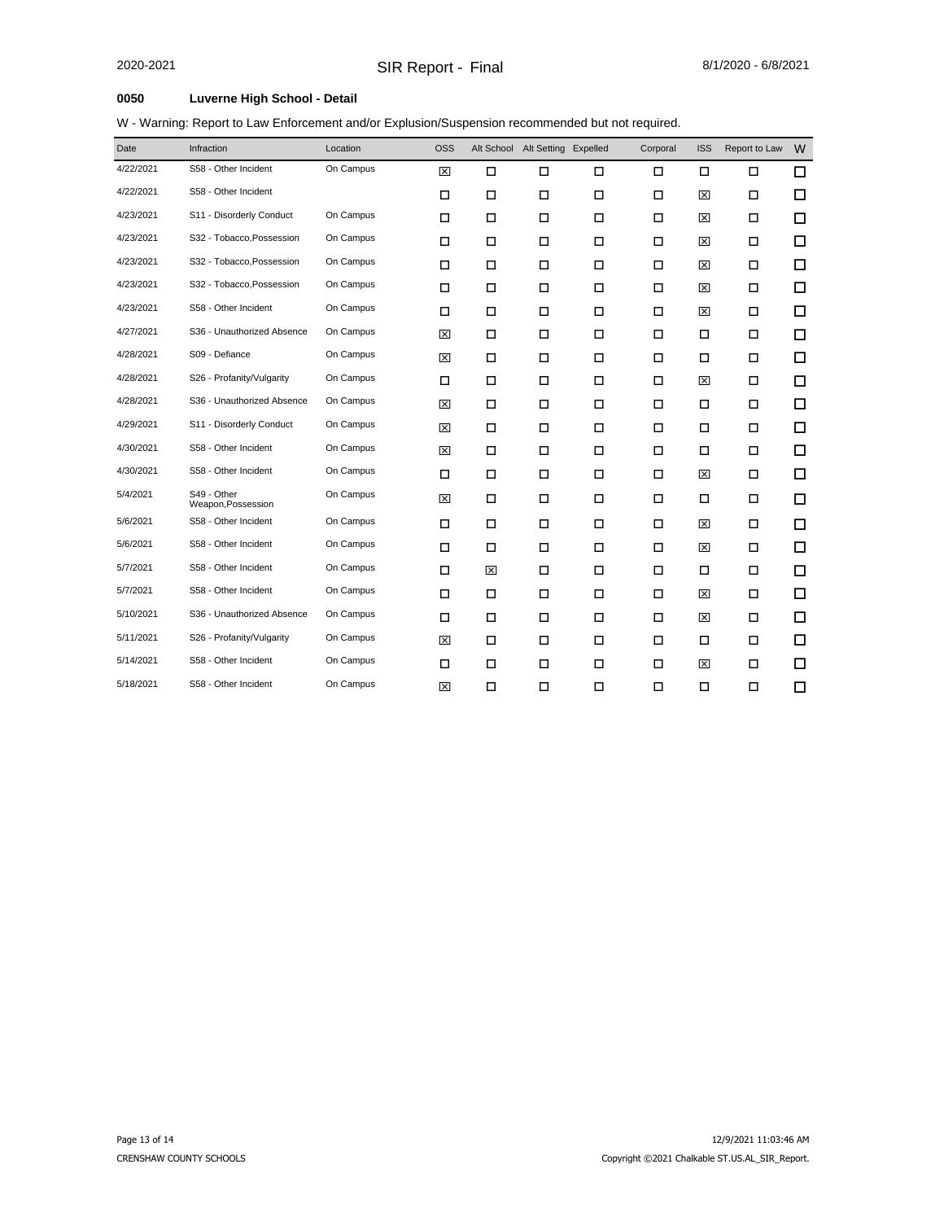## 0050 Luverne High School - Detail

W - Warning: Report to Law Enforcement and/or Explusion/Suspension recommended but not required.

| Date | Infraction | Location | OSS | Alt School | Alt Setting | Expelled | Corporal | ISS | Report to Law | W |
|---|---|---|---|---|---|---|---|---|---|---|
| 4/22/2021 | S58 - Other Incident | On Campus | ☒ | ☐ | ☐ | ☐ | ☐ | ☐ | ☐ | ☐ |
| 4/22/2021 | S58 - Other Incident | | ☐ | ☐ | ☐ | ☐ | ☐ | ☒ | ☐ | ☐ |
| 4/23/2021 | S11 - Disorderly Conduct | On Campus | ☐ | ☐ | ☐ | ☐ | ☐ | ☒ | ☐ | ☐ |
| 4/23/2021 | S32 - Tobacco,Possession | On Campus | ☐ | ☐ | ☐ | ☐ | ☐ | ☒ | ☐ | ☐ |
| 4/23/2021 | S32 - Tobacco,Possession | On Campus | ☐ | ☐ | ☐ | ☐ | ☐ | ☒ | ☐ | ☐ |
| 4/23/2021 | S32 - Tobacco,Possession | On Campus | ☐ | ☐ | ☐ | ☐ | ☐ | ☒ | ☐ | ☐ |
| 4/23/2021 | S58 - Other Incident | On Campus | ☐ | ☐ | ☐ | ☐ | ☐ | ☒ | ☐ | ☐ |
| 4/27/2021 | S36 - Unauthorized Absence | On Campus | ☒ | ☐ | ☐ | ☐ | ☐ | ☐ | ☐ | ☐ |
| 4/28/2021 | S09 - Defiance | On Campus | ☒ | ☐ | ☐ | ☐ | ☐ | ☐ | ☐ | ☐ |
| 4/28/2021 | S26 - Profanity/Vulgarity | On Campus | ☐ | ☐ | ☐ | ☐ | ☐ | ☒ | ☐ | ☐ |
| 4/28/2021 | S36 - Unauthorized Absence | On Campus | ☒ | ☐ | ☐ | ☐ | ☐ | ☐ | ☐ | ☐ |
| 4/29/2021 | S11 - Disorderly Conduct | On Campus | ☒ | ☐ | ☐ | ☐ | ☐ | ☐ | ☐ | ☐ |
| 4/30/2021 | S58 - Other Incident | On Campus | ☒ | ☐ | ☐ | ☐ | ☐ | ☐ | ☐ | ☐ |
| 4/30/2021 | S58 - Other Incident | On Campus | ☐ | ☐ | ☐ | ☐ | ☐ | ☒ | ☐ | ☐ |
| 5/4/2021 | S49 - Other Weapon,Possession | On Campus | ☒ | ☐ | ☐ | ☐ | ☐ | ☐ | ☐ | ☐ |
| 5/6/2021 | S58 - Other Incident | On Campus | ☐ | ☐ | ☐ | ☐ | ☐ | ☒ | ☐ | ☐ |
| 5/6/2021 | S58 - Other Incident | On Campus | ☐ | ☐ | ☐ | ☐ | ☐ | ☒ | ☐ | ☐ |
| 5/7/2021 | S58 - Other Incident | On Campus | ☐ | ☒ | ☐ | ☐ | ☐ | ☐ | ☐ | ☐ |
| 5/7/2021 | S58 - Other Incident | On Campus | ☐ | ☐ | ☐ | ☐ | ☐ | ☒ | ☐ | ☐ |
| 5/10/2021 | S36 - Unauthorized Absence | On Campus | ☐ | ☐ | ☐ | ☐ | ☐ | ☒ | ☐ | ☐ |
| 5/11/2021 | S26 - Profanity/Vulgarity | On Campus | ☒ | ☐ | ☐ | ☐ | ☐ | ☐ | ☐ | ☐ |
| 5/14/2021 | S58 - Other Incident | On Campus | ☐ | ☐ | ☐ | ☐ | ☐ | ☒ | ☐ | ☐ |
| 5/18/2021 | S58 - Other Incident | On Campus | ☒ | ☐ | ☐ | ☐ | ☐ | ☐ | ☐ | ☐ |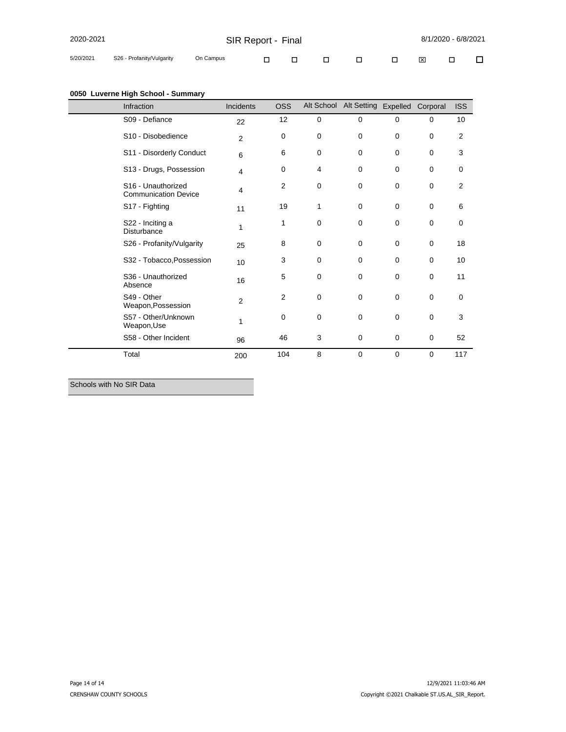| | | | | | | | | | | |
|---|---|---|---|---|---|---|---|---|---|---|
| 5/20/2021 | S26 - Profanity/Vulgarity | On Campus | ☐ | ☐ | ☐ | ☐ | ☐ | ☒ | ☐ | ☐ |

**0050 Luverne High School - Summary**

| Infraction | Incidents | OSS | Alt School | Alt Setting | Expelled | Corporal | ISS |
|---|---|---|---|---|---|---|---|
| S09 - Defiance | 22 | 12 | 0 | 0 | 0 | 0 | 10 |
| S10 - Disobedience | 2 | 0 | 0 | 0 | 0 | 0 | 2 |
| S11 - Disorderly Conduct | 6 | 6 | 0 | 0 | 0 | 0 | 3 |
| S13 - Drugs, Possession | 4 | 0 | 4 | 0 | 0 | 0 | 0 |
| S16 - Unauthorized Communication Device | 4 | 2 | 0 | 0 | 0 | 0 | 2 |
| S17 - Fighting | 11 | 19 | 1 | 0 | 0 | 0 | 6 |
| S22 - Inciting a Disturbance | 1 | 1 | 0 | 0 | 0 | 0 | 0 |
| S26 - Profanity/Vulgarity | 25 | 8 | 0 | 0 | 0 | 0 | 18 |
| S32 - Tobacco,Possession | 10 | 3 | 0 | 0 | 0 | 0 | 10 |
| S36 - Unauthorized Absence | 16 | 5 | 0 | 0 | 0 | 0 | 11 |
| S49 - Other Weapon,Possession | 2 | 2 | 0 | 0 | 0 | 0 | 0 |
| S57 - Other/Unknown Weapon,Use | 1 | 0 | 0 | 0 | 0 | 0 | 3 |
| S58 - Other Incident | 96 | 46 | 3 | 0 | 0 | 0 | 52 |
| Total | 200 | 104 | 8 | 0 | 0 | 0 | 117 |

Schools with No SIR Data